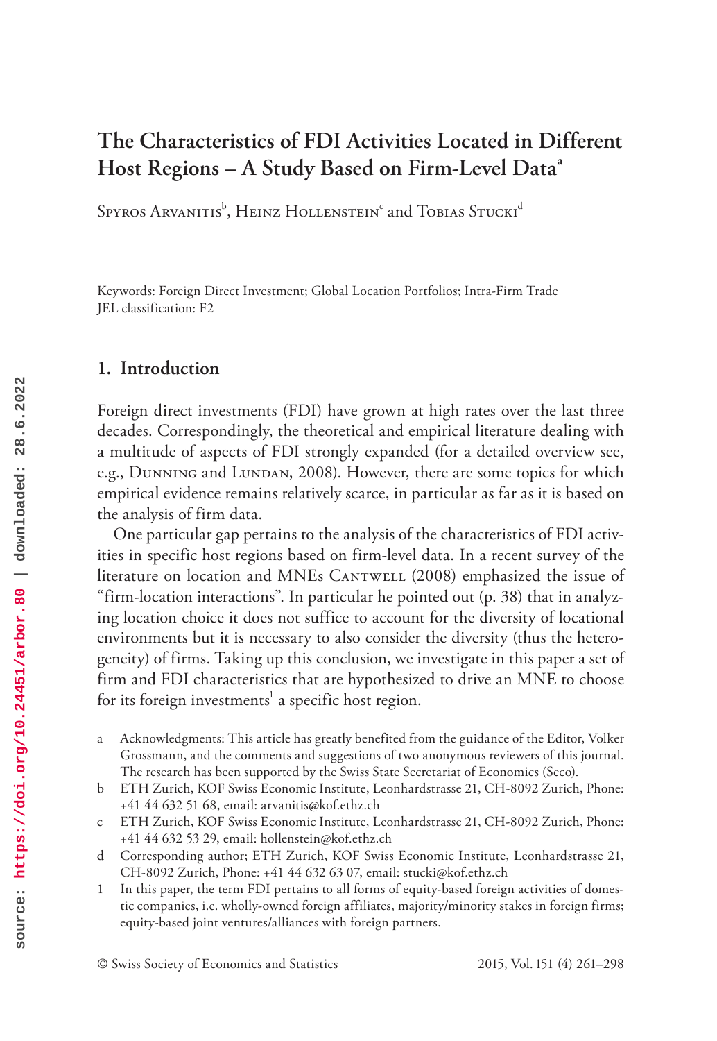# The Characteristics of FDI Activities Located in Different Host Regions – A Study Based on Firm-Level Data[a]

Spyros Arvanitis[b], Heinz Hollenstein[c] and Tobias Stucki[d]

Keywords: Foreign Direct Investment; Global Location Portfolios; Intra-Firm Trade
JEL classification: F2

## 1. Introduction

Foreign direct investments (FDI) have grown at high rates over the last three decades. Correspondingly, the theoretical and empirical literature dealing with a multitude of aspects of FDI strongly expanded (for a detailed overview see, e.g., Dunning and Lundan, 2008). However, there are some topics for which empirical evidence remains relatively scarce, in particular as far as it is based on the analysis of firm data.

One particular gap pertains to the analysis of the characteristics of FDI activities in specific host regions based on firm-level data. In a recent survey of the literature on location and MNEs Cantwell (2008) emphasized the issue of "firm-location interactions". In particular he pointed out (p. 38) that in analyzing location choice it does not suffice to account for the diversity of locational environments but it is necessary to also consider the diversity (thus the heterogeneity) of firms. Taking up this conclusion, we investigate in this paper a set of firm and FDI characteristics that are hypothesized to drive an MNE to choose for its foreign investments[1] a specific host region.

a Acknowledgments: This article has greatly benefited from the guidance of the Editor, Volker Grossmann, and the comments and suggestions of two anonymous reviewers of this journal. The research has been supported by the Swiss State Secretariat of Economics (Seco).

b ETH Zurich, KOF Swiss Economic Institute, Leonhardstrasse 21, CH-8092 Zurich, Phone: +41 44 632 51 68, email: arvanitis@kof.ethz.ch

c ETH Zurich, KOF Swiss Economic Institute, Leonhardstrasse 21, CH-8092 Zurich, Phone: +41 44 632 53 29, email: hollenstein@kof.ethz.ch

d Corresponding author; ETH Zurich, KOF Swiss Economic Institute, Leonhardstrasse 21, CH-8092 Zurich, Phone: +41 44 632 63 07, email: stucki@kof.ethz.ch

1 In this paper, the term FDI pertains to all forms of equity-based foreign activities of domestic companies, i.e. wholly-owned foreign affiliates, majority/minority stakes in foreign firms; equity-based joint ventures/alliances with foreign partners.

© Swiss Society of Economics and Statistics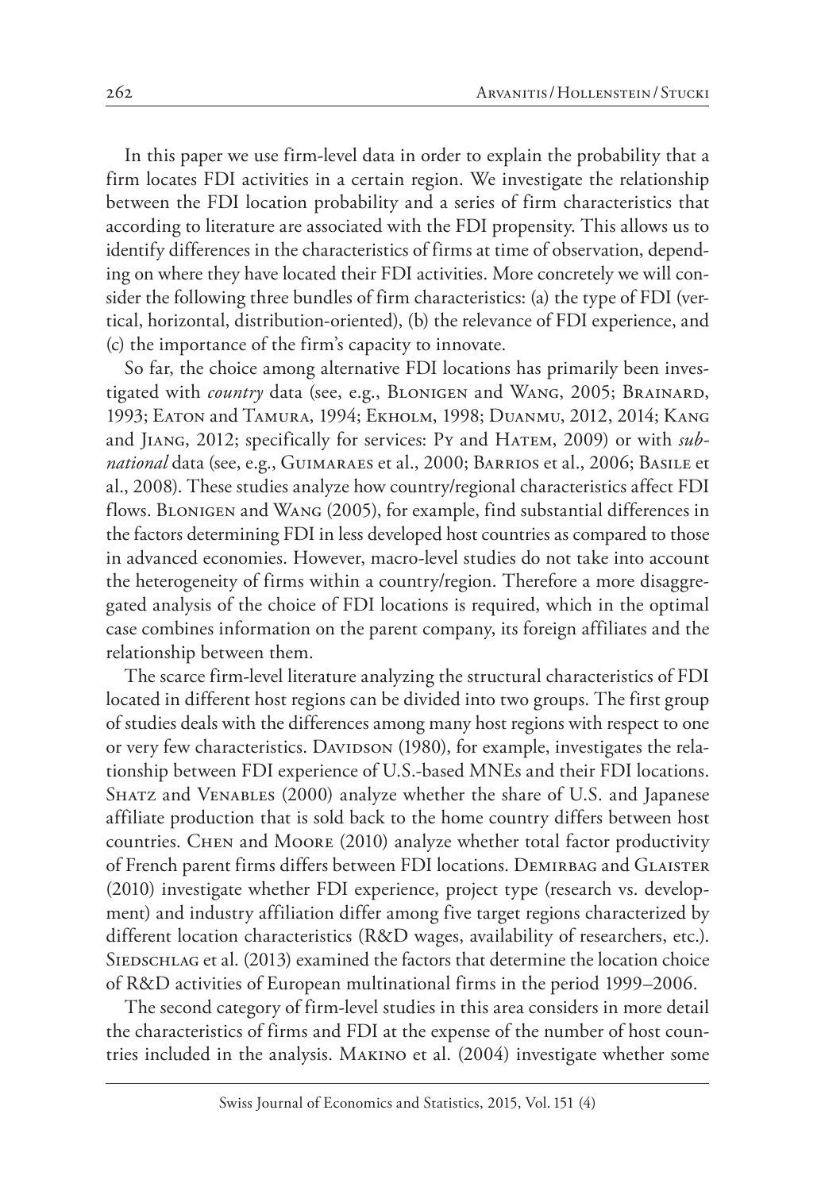In this paper we use firm-level data in order to explain the probability that a firm locates FDI activities in a certain region. We investigate the relationship between the FDI location probability and a series of firm characteristics that according to literature are associated with the FDI propensity. This allows us to identify differences in the characteristics of firms at time of observation, depending on where they have located their FDI activities. More concretely we will consider the following three bundles of firm characteristics: (a) the type of FDI (vertical, horizontal, distribution-oriented), (b) the relevance of FDI experience, and (c) the importance of the firm's capacity to innovate.

So far, the choice among alternative FDI locations has primarily been investigated with *country* data (see, e.g., Blonigen and Wang, 2005; Brainard, 1993; Eaton and Tamura, 1994; Ekholm, 1998; Duanmu, 2012, 2014; Kang and Jiang, 2012; specifically for services: Py and Hatem, 2009) or with *subnational* data (see, e.g., Guimaraes et al., 2000; Barrios et al., 2006; Basile et al., 2008). These studies analyze how country/regional characteristics affect FDI flows. Blonigen and Wang (2005), for example, find substantial differences in the factors determining FDI in less developed host countries as compared to those in advanced economies. However, macro-level studies do not take into account the heterogeneity of firms within a country/region. Therefore a more disaggregated analysis of the choice of FDI locations is required, which in the optimal case combines information on the parent company, its foreign affiliates and the relationship between them.

The scarce firm-level literature analyzing the structural characteristics of FDI located in different host regions can be divided into two groups. The first group of studies deals with the differences among many host regions with respect to one or very few characteristics. Davidson (1980), for example, investigates the relationship between FDI experience of U.S.-based MNEs and their FDI locations. Shatz and Venables (2000) analyze whether the share of U.S. and Japanese affiliate production that is sold back to the home country differs between host countries. Chen and Moore (2010) analyze whether total factor productivity of French parent firms differs between FDI locations. Demirbag and Glaister (2010) investigate whether FDI experience, project type (research vs. development) and industry affiliation differ among five target regions characterized by different location characteristics (R&D wages, availability of researchers, etc.). Siedschlag et al. (2013) examined the factors that determine the location choice of R&D activities of European multinational firms in the period 1999–2006.

The second category of firm-level studies in this area considers in more detail the characteristics of firms and FDI at the expense of the number of host countries included in the analysis. Makino et al. (2004) investigate whether some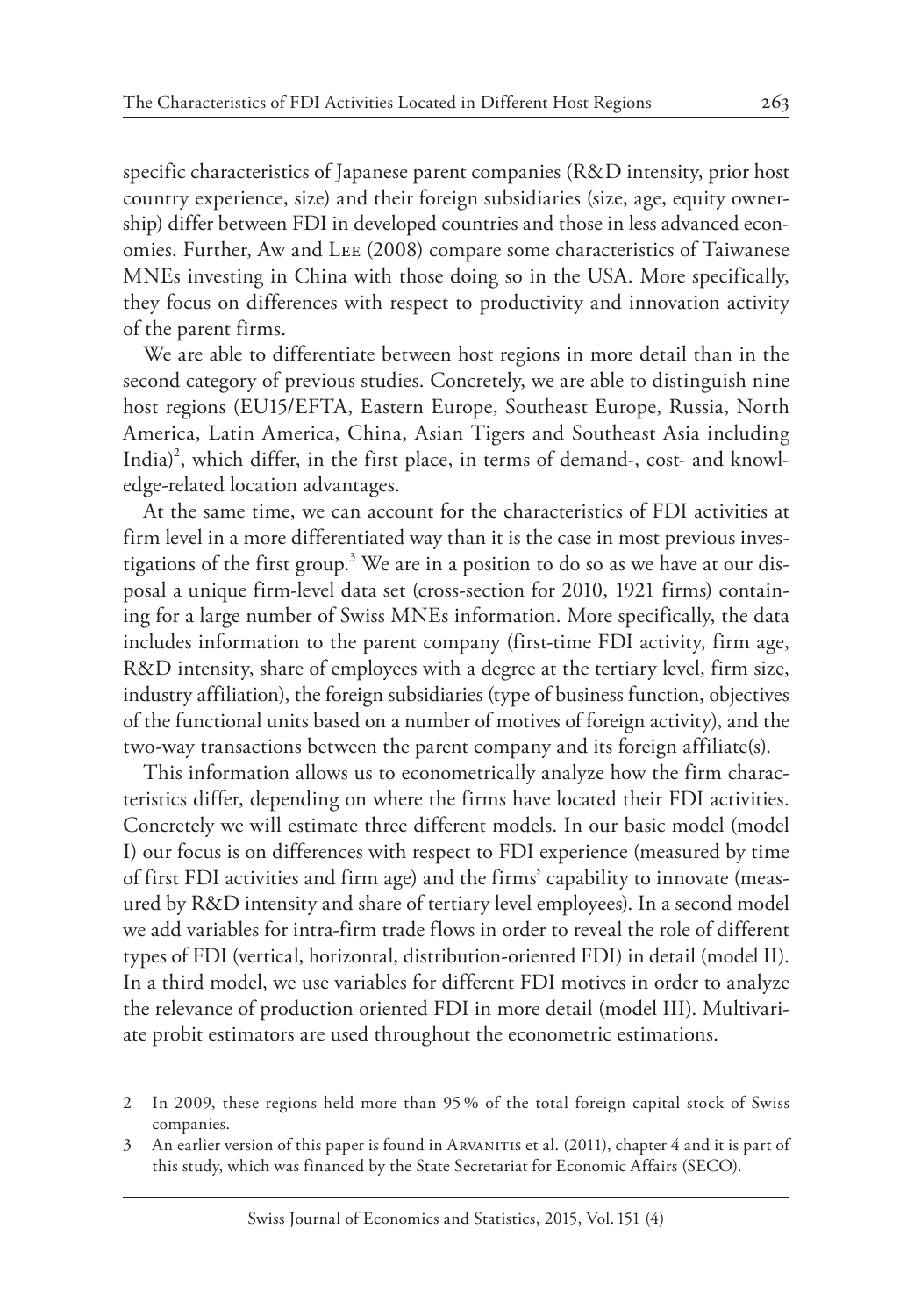specific characteristics of Japanese parent companies (R&D intensity, prior host country experience, size) and their foreign subsidiaries (size, age, equity ownership) differ between FDI in developed countries and those in less advanced economies. Further, Aw and Lee (2008) compare some characteristics of Taiwanese MNEs investing in China with those doing so in the USA. More specifically, they focus on differences with respect to productivity and innovation activity of the parent firms.

We are able to differentiate between host regions in more detail than in the second category of previous studies. Concretely, we are able to distinguish nine host regions (EU15/EFTA, Eastern Europe, Southeast Europe, Russia, North America, Latin America, China, Asian Tigers and Southeast Asia including India)[2], which differ, in the first place, in terms of demand-, cost- and knowledge-related location advantages.

At the same time, we can account for the characteristics of FDI activities at firm level in a more differentiated way than it is the case in most previous investigations of the first group.[3] We are in a position to do so as we have at our disposal a unique firm-level data set (cross-section for 2010, 1921 firms) containing for a large number of Swiss MNEs information. More specifically, the data includes information to the parent company (first-time FDI activity, firm age, R&D intensity, share of employees with a degree at the tertiary level, firm size, industry affiliation), the foreign subsidiaries (type of business function, objectives of the functional units based on a number of motives of foreign activity), and the two-way transactions between the parent company and its foreign affiliate(s).

This information allows us to econometrically analyze how the firm characteristics differ, depending on where the firms have located their FDI activities. Concretely we will estimate three different models. In our basic model (model I) our focus is on differences with respect to FDI experience (measured by time of first FDI activities and firm age) and the firms' capability to innovate (measured by R&D intensity and share of tertiary level employees). In a second model we add variables for intra-firm trade flows in order to reveal the role of different types of FDI (vertical, horizontal, distribution-oriented FDI) in detail (model II). In a third model, we use variables for different FDI motives in order to analyze the relevance of production oriented FDI in more detail (model III). Multivariate probit estimators are used throughout the econometric estimations.

2 In 2009, these regions held more than 95% of the total foreign capital stock of Swiss companies.

3 An earlier version of this paper is found in Arvanitis et al. (2011), chapter 4 and it is part of this study, which was financed by the State Secretariat for Economic Affairs (SECO).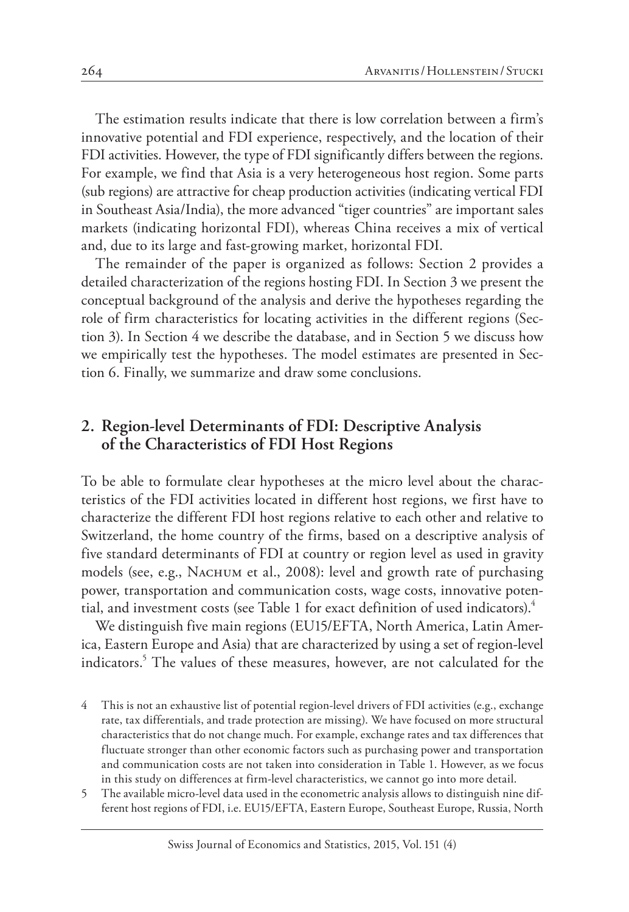The estimation results indicate that there is low correlation between a firm's innovative potential and FDI experience, respectively, and the location of their FDI activities. However, the type of FDI significantly differs between the regions. For example, we find that Asia is a very heterogeneous host region. Some parts (sub regions) are attractive for cheap production activities (indicating vertical FDI in Southeast Asia/India), the more advanced "tiger countries" are important sales markets (indicating horizontal FDI), whereas China receives a mix of vertical and, due to its large and fast-growing market, horizontal FDI.

The remainder of the paper is organized as follows: Section 2 provides a detailed characterization of the regions hosting FDI. In Section 3 we present the conceptual background of the analysis and derive the hypotheses regarding the role of firm characteristics for locating activities in the different regions (Section 3). In Section 4 we describe the database, and in Section 5 we discuss how we empirically test the hypotheses. The model estimates are presented in Section 6. Finally, we summarize and draw some conclusions.

## 2. Region-level Determinants of FDI: Descriptive Analysis of the Characteristics of FDI Host Regions

To be able to formulate clear hypotheses at the micro level about the characteristics of the FDI activities located in different host regions, we first have to characterize the different FDI host regions relative to each other and relative to Switzerland, the home country of the firms, based on a descriptive analysis of five standard determinants of FDI at country or region level as used in gravity models (see, e.g., Nachum et al., 2008): level and growth rate of purchasing power, transportation and communication costs, wage costs, innovative potential, and investment costs (see Table 1 for exact definition of used indicators).[4]

We distinguish five main regions (EU15/EFTA, North America, Latin America, Eastern Europe and Asia) that are characterized by using a set of region-level indicators.[5] The values of these measures, however, are not calculated for the

4 This is not an exhaustive list of potential region-level drivers of FDI activities (e.g., exchange rate, tax differentials, and trade protection are missing). We have focused on more structural characteristics that do not change much. For example, exchange rates and tax differences that fluctuate stronger than other economic factors such as purchasing power and transportation and communication costs are not taken into consideration in Table 1. However, as we focus in this study on differences at firm-level characteristics, we cannot go into more detail.

5 The available micro-level data used in the econometric analysis allows to distinguish nine different host regions of FDI, i.e. EU15/EFTA, Eastern Europe, Southeast Europe, Russia, North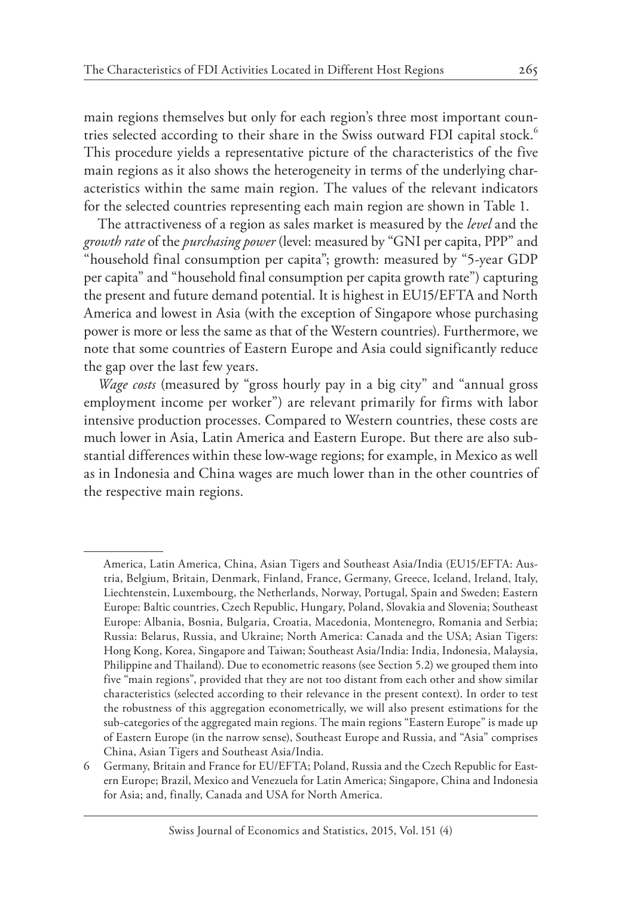main regions themselves but only for each region's three most important countries selected according to their share in the Swiss outward FDI capital stock.[6] This procedure yields a representative picture of the characteristics of the five main regions as it also shows the heterogeneity in terms of the underlying characteristics within the same main region. The values of the relevant indicators for the selected countries representing each main region are shown in Table 1.

The attractiveness of a region as sales market is measured by the *level* and the *growth rate* of the *purchasing power* (level: measured by "GNI per capita, PPP" and "household final consumption per capita"; growth: measured by "5-year GDP per capita" and "household final consumption per capita growth rate") capturing the present and future demand potential. It is highest in EU15/EFTA and North America and lowest in Asia (with the exception of Singapore whose purchasing power is more or less the same as that of the Western countries). Furthermore, we note that some countries of Eastern Europe and Asia could significantly reduce the gap over the last few years.

*Wage costs* (measured by "gross hourly pay in a big city" and "annual gross employment income per worker") are relevant primarily for firms with labor intensive production processes. Compared to Western countries, these costs are much lower in Asia, Latin America and Eastern Europe. But there are also substantial differences within these low-wage regions; for example, in Mexico as well as in Indonesia and China wages are much lower than in the other countries of the respective main regions.

---

America, Latin America, China, Asian Tigers and Southeast Asia/India (EU15/EFTA: Austria, Belgium, Britain, Denmark, Finland, France, Germany, Greece, Iceland, Ireland, Italy, Liechtenstein, Luxembourg, the Netherlands, Norway, Portugal, Spain and Sweden; Eastern Europe: Baltic countries, Czech Republic, Hungary, Poland, Slovakia and Slovenia; Southeast Europe: Albania, Bosnia, Bulgaria, Croatia, Macedonia, Montenegro, Romania and Serbia; Russia: Belarus, Russia, and Ukraine; North America: Canada and the USA; Asian Tigers: Hong Kong, Korea, Singapore and Taiwan; Southeast Asia/India: India, Indonesia, Malaysia, Philippine and Thailand). Due to econometric reasons (see Section 5.2) we grouped them into five "main regions", provided that they are not too distant from each other and show similar characteristics (selected according to their relevance in the present context). In order to test the robustness of this aggregation econometrically, we will also present estimations for the sub-categories of the aggregated main regions. The main regions "Eastern Europe" is made up of Eastern Europe (in the narrow sense), Southeast Europe and Russia, and "Asia" comprises China, Asian Tigers and Southeast Asia/India.

6 Germany, Britain and France for EU/EFTA; Poland, Russia and the Czech Republic for Eastern Europe; Brazil, Mexico and Venezuela for Latin America; Singapore, China and Indonesia for Asia; and, finally, Canada and USA for North America.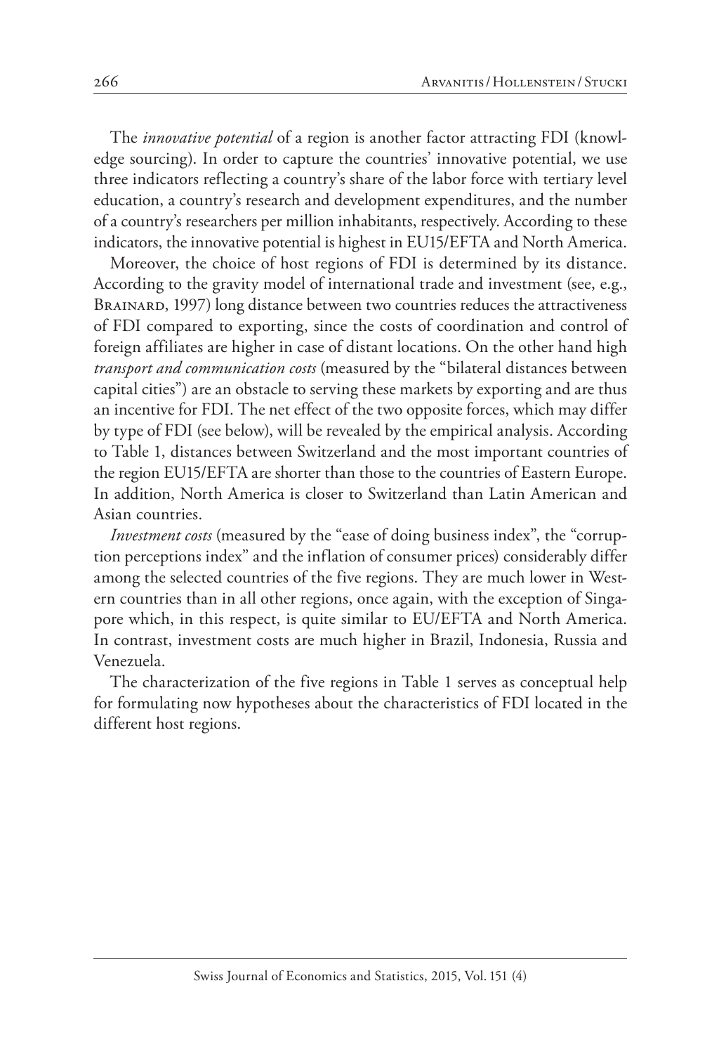The *innovative potential* of a region is another factor attracting FDI (knowledge sourcing). In order to capture the countries' innovative potential, we use three indicators reflecting a country's share of the labor force with tertiary level education, a country's research and development expenditures, and the number of a country's researchers per million inhabitants, respectively. According to these indicators, the innovative potential is highest in EU15/EFTA and North America.

Moreover, the choice of host regions of FDI is determined by its distance. According to the gravity model of international trade and investment (see, e.g., Brainard, 1997) long distance between two countries reduces the attractiveness of FDI compared to exporting, since the costs of coordination and control of foreign affiliates are higher in case of distant locations. On the other hand high *transport and communication costs* (measured by the "bilateral distances between capital cities") are an obstacle to serving these markets by exporting and are thus an incentive for FDI. The net effect of the two opposite forces, which may differ by type of FDI (see below), will be revealed by the empirical analysis. According to Table 1, distances between Switzerland and the most important countries of the region EU15/EFTA are shorter than those to the countries of Eastern Europe. In addition, North America is closer to Switzerland than Latin American and Asian countries.

*Investment costs* (measured by the "ease of doing business index", the "corruption perceptions index" and the inflation of consumer prices) considerably differ among the selected countries of the five regions. They are much lower in Western countries than in all other regions, once again, with the exception of Singapore which, in this respect, is quite similar to EU/EFTA and North America. In contrast, investment costs are much higher in Brazil, Indonesia, Russia and Venezuela.

The characterization of the five regions in Table 1 serves as conceptual help for formulating now hypotheses about the characteristics of FDI located in the different host regions.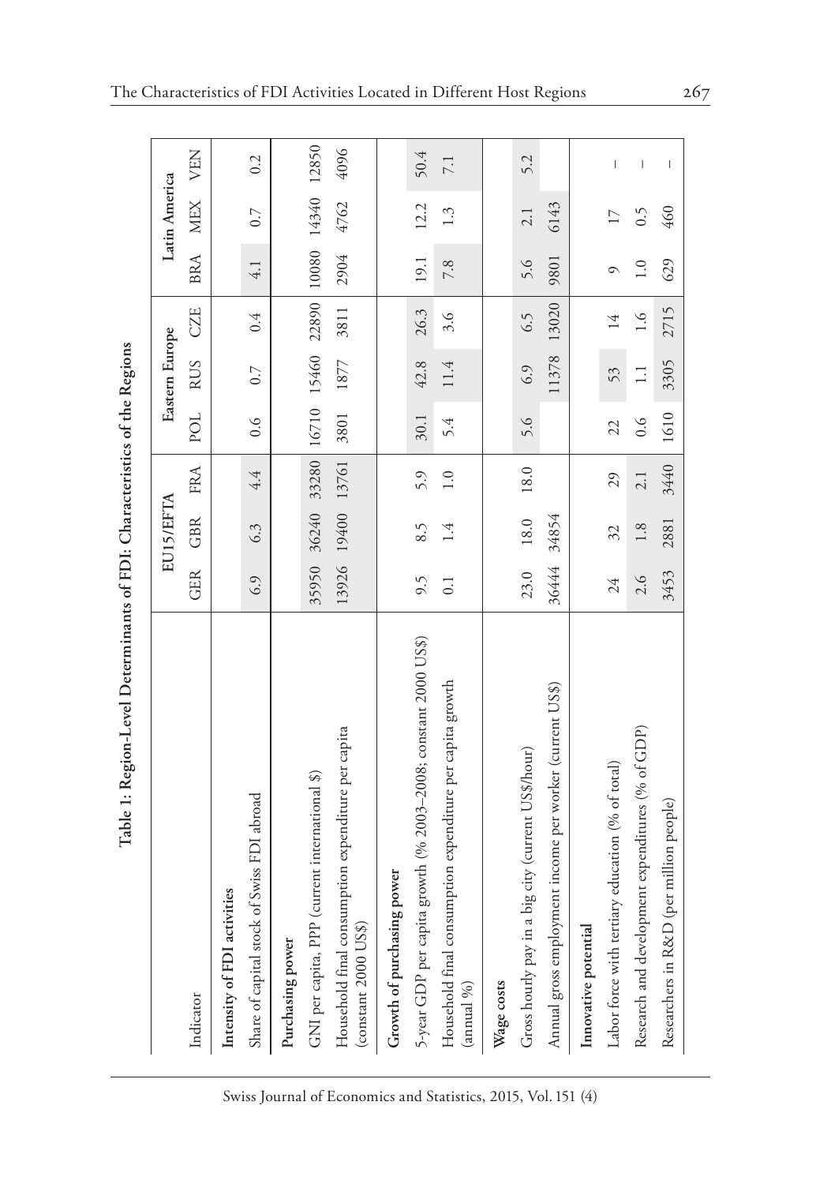**Table 1: Region-Level Determinants of FDI: Characteristics of the Regions**

| Indicator | EU15/EFTA | | | Eastern Europe | | | Latin America | | |
|---|---|---|---|---|---|---|---|---|---|
| | GER | GBR | FRA | POL | RUS | CZE | BRA | MEX | VEN |
| **Intensity of FDI activities** | | | | | | | | | |
| Share of capital stock of Swiss FDI abroad | 6.9 | 6.3 | 4.4 | 0.6 | 0.7 | 0.4 | 4.1 | 0.7 | 0.2 |
| **Purchasing power** | | | | | | | | | |
| GNI per capita, PPP (current international $) | 35950 | 36240 | 33280 | 16710 | 15460 | 22890 | 10080 | 14340 | 12850 |
| Household final consumption expenditure per capita (constant 2000 US$) | 13926 | 19400 | 13761 | 3801 | 1877 | 3811 | 2904 | 4762 | 4096 |
| **Growth of purchasing power** | | | | | | | | | |
| 5-year GDP per capita growth (% 2003–2008; constant 2000 US$) | 9.5 | 8.5 | 5.9 | 30.1 | 42.8 | 26.3 | 19.1 | 12.2 | 50.4 |
| Household final consumption expenditure per capita growth (annual %) | 0.1 | 1.4 | 1.0 | 5.4 | 11.4 | 3.6 | 7.8 | 1.3 | 7.1 |
| **Wage costs** | | | | | | | | | |
| Gross hourly pay in a big city (current US$/hour) | 23.0 | 18.0 | 18.0 | 5.6 | 6.9 | 6.5 | 5.6 | 2.1 | 5.2 |
| Annual gross employment income per worker (current US$) | 36444 | 34854 | | | 11378 | 13020 | 9801 | 6143 | |
| **Innovative potential** | | | | | | | | | |
| Labor force with tertiary education (% of total) | 24 | 32 | 29 | 22 | 53 | 14 | 9 | 17 | – |
| Research and development expenditures (% of GDP) | 2.6 | 1.8 | 2.1 | 0.6 | 1.1 | 1.6 | 1.0 | 0.5 | – |
| Researchers in R&D (per million people) | 3453 | 2881 | 3440 | 1610 | 3305 | 2715 | 629 | 460 | – |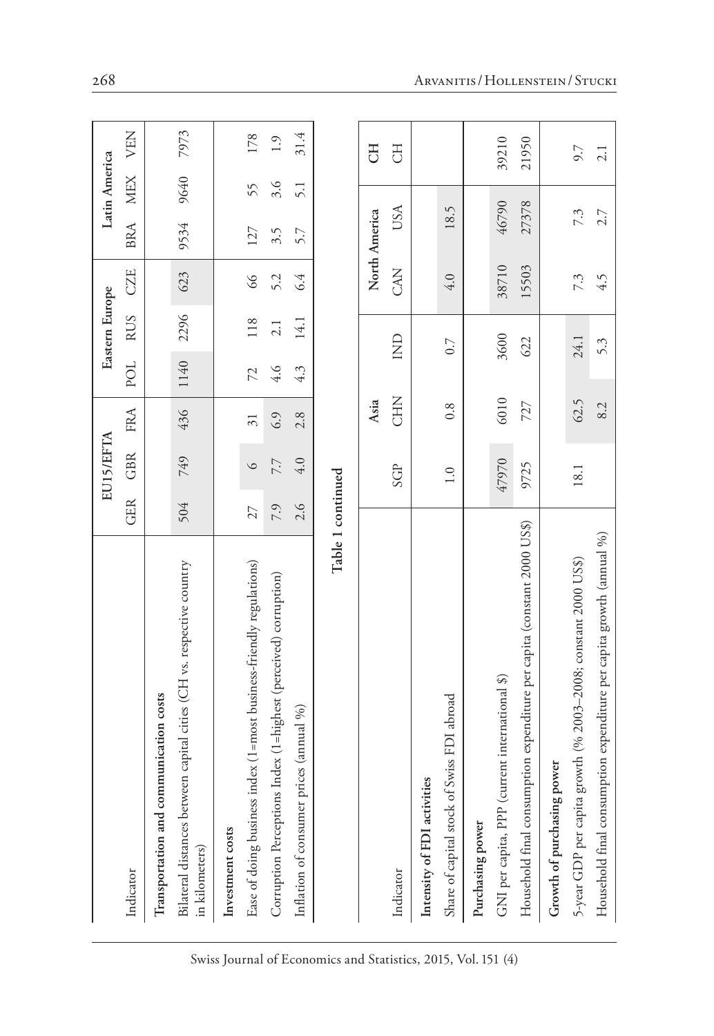| Indicator | EU15/EFTA | | | Eastern Europe | | | Latin America | | |
|---|---|---|---|---|---|---|---|---|---|
| | GER | GBR | FRA | POL | RUS | CZE | BRA | MEX | VEN |
| **Transportation and communication costs** | | | | | | | | | |
| Bilateral distances between capital cities (CH vs. respective country in kilometers) | 504 | 749 | 436 | 1140 | 2296 | 623 | 9534 | 9640 | 7973 |
| **Investment costs** | | | | | | | | | |
| Ease of doing business index (1=most business-friendly regulations) | 27 | 6 | 31 | 72 | 118 | 66 | 127 | 55 | 178 |
| Corruption Perceptions Index (1=highest (perceived) corruption) | 7.9 | 7.7 | 6.9 | 4.6 | 2.1 | 5.2 | 3.5 | 3.6 | 1.9 |
| Inflation of consumer prices (annual %) | 2.6 | 4.0 | 2.8 | 4.3 | 14.1 | 6.4 | 5.7 | 5.1 | 31.4 |

**Table 1 continued**

| Indicator | Asia | | | North America | | CH |
|---|---|---|---|---|---|---|
| | SGP | CHN | IND | CAN | USA | CH |
| **Intensity of FDI activities** | | | | | | |
| Share of capital stock of Swiss FDI abroad | 1.0 | 0.8 | 0.7 | 4.0 | 18.5 | |
| **Purchasing power** | | | | | | |
| GNI per capita, PPP (current international $) | 47970 | 6010 | 3600 | 38710 | 46790 | 39210 |
| Household final consumption expenditure per capita (constant 2000 US$) | 9725 | 727 | 622 | 15503 | 27378 | 21950 |
| **Growth of purchasing power** | | | | | | |
| 5-year GDP per capita growth (% 2003–2008; constant 2000 US$) | 18.1 | 62.5 | 24.1 | 7.3 | 7.3 | 9.7 |
| Household final consumption expenditure per capita growth (annual %) | | 8.2 | 5.3 | 4.5 | 2.7 | 2.1 |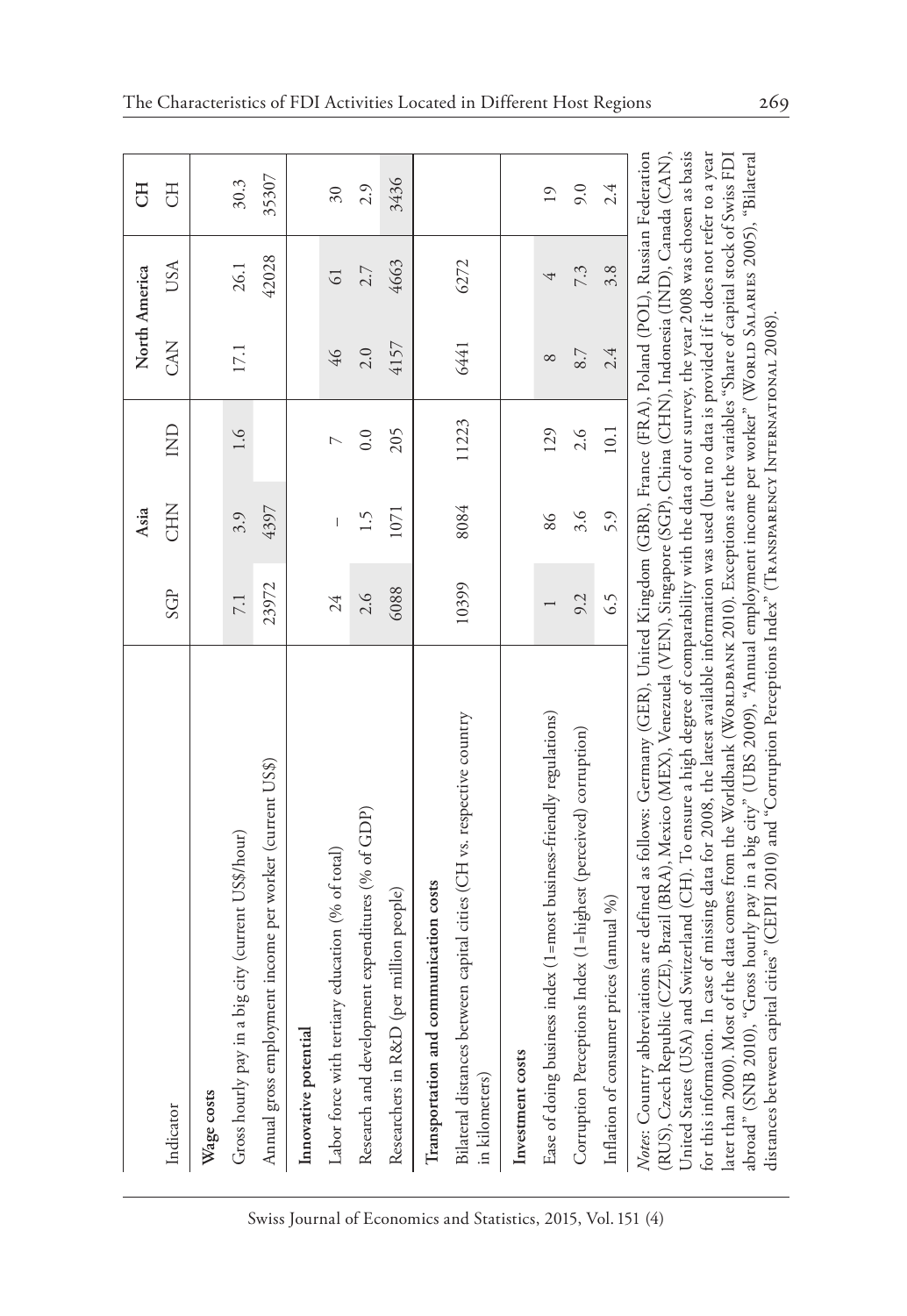| Indicator | Asia | | | North America | | CH |
|---|---|---|---|---|---|---|
| | SGP | CHN | IND | CAN | USA | CH |
| **Wage costs** | | | | | | |
| Gross hourly pay in a big city (current US$/hour) | 7.1 | 3.9 | 1.6 | 17.1 | 26.1 | 30.3 |
| Annual gross employment income per worker (current US$) | 23972 | 4397 | | | 42028 | 35307 |
| **Innovative potential** | | | | | | |
| Labor force with tertiary education (% of total) | 24 | – | 7 | 46 | 61 | 30 |
| Research and development expenditures (% of GDP) | 2.6 | 1.5 | 0.0 | 2.0 | 2.7 | 2.9 |
| Researchers in R&D (per million people) | 6088 | 1071 | 205 | 4157 | 4663 | 3436 |
| **Transportation and communication costs** | | | | | | |
| Bilateral distances between capital cities (CH vs. respective country in kilometers) | 10399 | 8084 | 11223 | 6441 | 6272 | |
| **Investment costs** | | | | | | |
| Ease of doing business index (1=most business-friendly regulations) | 1 | 86 | 129 | 8 | 4 | 19 |
| Corruption Perceptions Index (1=highest (perceived) corruption) | 9.2 | 3.6 | 2.6 | 8.7 | 7.3 | 9.0 |
| Inflation of consumer prices (annual %) | 6.5 | 5.9 | 10.1 | 2.4 | 3.8 | 2.4 |

*Notes*: Country abbreviations are defined as follows: Germany (GER), United Kingdom (GBR), France (FRA), Poland (POL), Russian Federation (RUS), Czech Republic (CZE), Brazil (BRA), Mexico (MEX), Venezuela (VEN), Singapore (SGP), China (CHN), Indonesia (IND), Canada (CAN), United States (USA) and Switzerland (CH). To ensure a high degree of comparability with the data of our survey, the year 2008 was chosen as basis for this information. In case of missing data for 2008, the latest available information was used (but no data is provided if it does not refer to a year later than 2000). Most of the data comes from the Worldbank (Worldbank 2010). Exceptions are the variables "Share of capital stock of Swiss FDI abroad" (SNB 2010), "Gross hourly pay in a big city" (UBS 2009), "Annual employment income per worker" (World Salaries 2005), "Bilateral distances between capital cities" (CEPII 2010) and "Corruption Perceptions Index" (Transparency International 2008).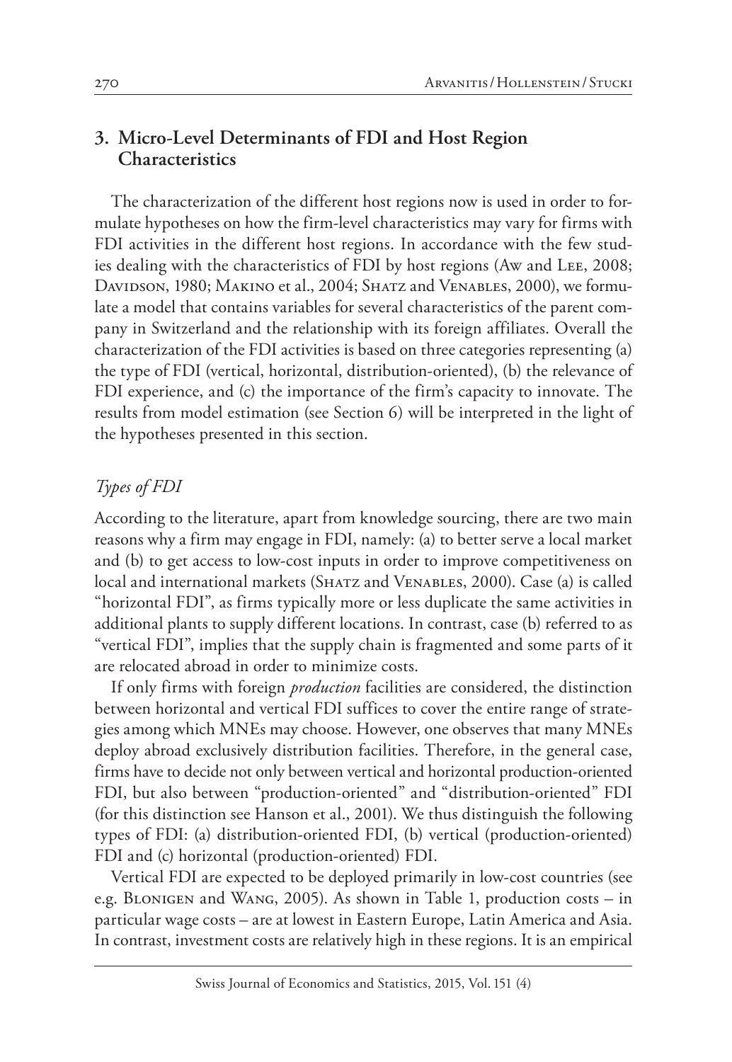## 3. Micro-Level Determinants of FDI and Host Region Characteristics

The characterization of the different host regions now is used in order to formulate hypotheses on how the firm-level characteristics may vary for firms with FDI activities in the different host regions. In accordance with the few studies dealing with the characteristics of FDI by host regions (Aw and Lee, 2008; Davidson, 1980; Makino et al., 2004; Shatz and Venables, 2000), we formulate a model that contains variables for several characteristics of the parent company in Switzerland and the relationship with its foreign affiliates. Overall the characterization of the FDI activities is based on three categories representing (a) the type of FDI (vertical, horizontal, distribution-oriented), (b) the relevance of FDI experience, and (c) the importance of the firm's capacity to innovate. The results from model estimation (see Section 6) will be interpreted in the light of the hypotheses presented in this section.

### *Types of FDI*

According to the literature, apart from knowledge sourcing, there are two main reasons why a firm may engage in FDI, namely: (a) to better serve a local market and (b) to get access to low-cost inputs in order to improve competitiveness on local and international markets (Shatz and Venables, 2000). Case (a) is called "horizontal FDI", as firms typically more or less duplicate the same activities in additional plants to supply different locations. In contrast, case (b) referred to as "vertical FDI", implies that the supply chain is fragmented and some parts of it are relocated abroad in order to minimize costs.

If only firms with foreign *production* facilities are considered, the distinction between horizontal and vertical FDI suffices to cover the entire range of strategies among which MNEs may choose. However, one observes that many MNEs deploy abroad exclusively distribution facilities. Therefore, in the general case, firms have to decide not only between vertical and horizontal production-oriented FDI, but also between "production-oriented" and "distribution-oriented" FDI (for this distinction see Hanson et al., 2001). We thus distinguish the following types of FDI: (a) distribution-oriented FDI, (b) vertical (production-oriented) FDI and (c) horizontal (production-oriented) FDI.

Vertical FDI are expected to be deployed primarily in low-cost countries (see e.g. Blonigen and Wang, 2005). As shown in Table 1, production costs – in particular wage costs – are at lowest in Eastern Europe, Latin America and Asia. In contrast, investment costs are relatively high in these regions. It is an empirical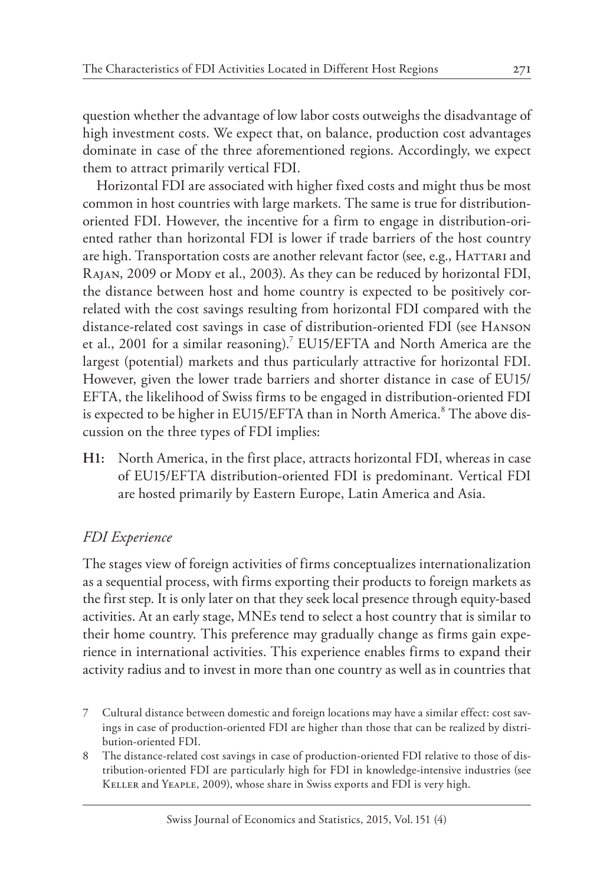question whether the advantage of low labor costs outweighs the disadvantage of high investment costs. We expect that, on balance, production cost advantages dominate in case of the three aforementioned regions. Accordingly, we expect them to attract primarily vertical FDI.

Horizontal FDI are associated with higher fixed costs and might thus be most common in host countries with large markets. The same is true for distribution-oriented FDI. However, the incentive for a firm to engage in distribution-oriented rather than horizontal FDI is lower if trade barriers of the host country are high. Transportation costs are another relevant factor (see, e.g., Hattari and Rajan, 2009 or Mody et al., 2003). As they can be reduced by horizontal FDI, the distance between host and home country is expected to be positively correlated with the cost savings resulting from horizontal FDI compared with the distance-related cost savings in case of distribution-oriented FDI (see Hanson et al., 2001 for a similar reasoning).[7] EU15/EFTA and North America are the largest (potential) markets and thus particularly attractive for horizontal FDI. However, given the lower trade barriers and shorter distance in case of EU15/EFTA, the likelihood of Swiss firms to be engaged in distribution-oriented FDI is expected to be higher in EU15/EFTA than in North America.[8] The above discussion on the three types of FDI implies:

**H1:** North America, in the first place, attracts horizontal FDI, whereas in case of EU15/EFTA distribution-oriented FDI is predominant. Vertical FDI are hosted primarily by Eastern Europe, Latin America and Asia.

### *FDI Experience*

The stages view of foreign activities of firms conceptualizes internationalization as a sequential process, with firms exporting their products to foreign markets as the first step. It is only later on that they seek local presence through equity-based activities. At an early stage, MNEs tend to select a host country that is similar to their home country. This preference may gradually change as firms gain experience in international activities. This experience enables firms to expand their activity radius and to invest in more than one country as well as in countries that

7 Cultural distance between domestic and foreign locations may have a similar effect: cost savings in case of production-oriented FDI are higher than those that can be realized by distribution-oriented FDI.

8 The distance-related cost savings in case of production-oriented FDI relative to those of distribution-oriented FDI are particularly high for FDI in knowledge-intensive industries (see Keller and Yeaple, 2009), whose share in Swiss exports and FDI is very high.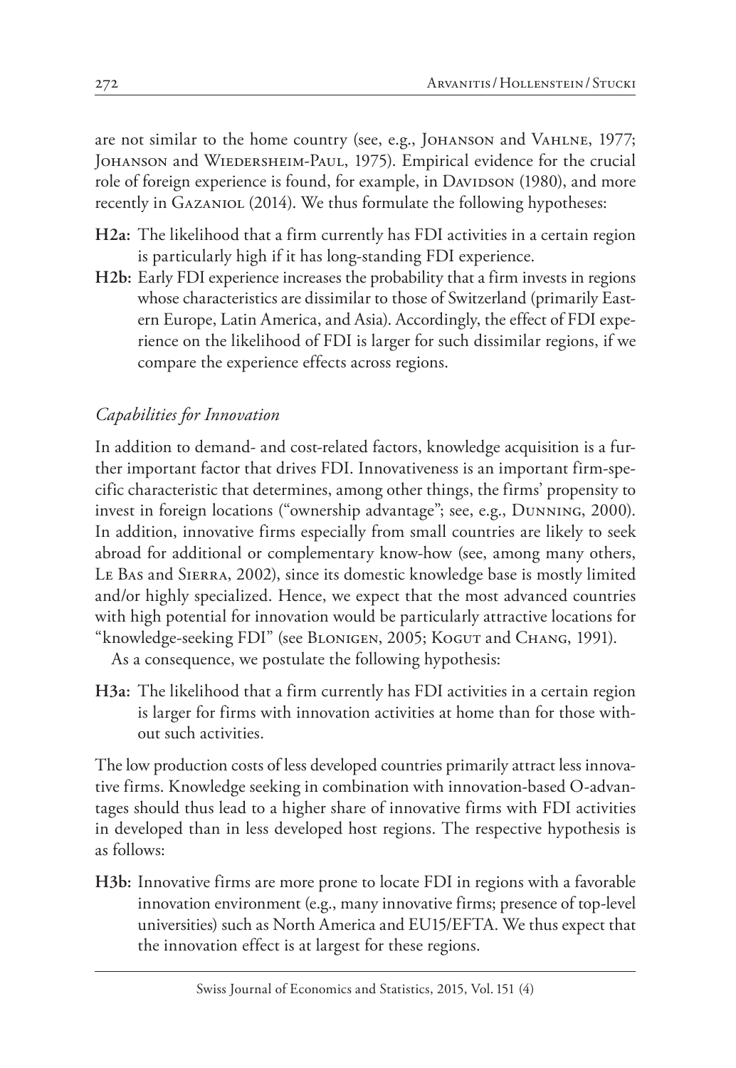are not similar to the home country (see, e.g., Johanson and Vahlne, 1977; Johanson and Wiedersheim-Paul, 1975). Empirical evidence for the crucial role of foreign experience is found, for example, in Davidson (1980), and more recently in Gazaniol (2014). We thus formulate the following hypotheses:

**H2a:** The likelihood that a firm currently has FDI activities in a certain region is particularly high if it has long-standing FDI experience.

**H2b:** Early FDI experience increases the probability that a firm invests in regions whose characteristics are dissimilar to those of Switzerland (primarily Eastern Europe, Latin America, and Asia). Accordingly, the effect of FDI experience on the likelihood of FDI is larger for such dissimilar regions, if we compare the experience effects across regions.

### *Capabilities for Innovation*

In addition to demand- and cost-related factors, knowledge acquisition is a further important factor that drives FDI. Innovativeness is an important firm-specific characteristic that determines, among other things, the firms' propensity to invest in foreign locations ("ownership advantage"; see, e.g., Dunning, 2000). In addition, innovative firms especially from small countries are likely to seek abroad for additional or complementary know-how (see, among many others, Le Bas and Sierra, 2002), since its domestic knowledge base is mostly limited and/or highly specialized. Hence, we expect that the most advanced countries with high potential for innovation would be particularly attractive locations for "knowledge-seeking FDI" (see Blonigen, 2005; Kogut and Chang, 1991).

As a consequence, we postulate the following hypothesis:

**H3a:** The likelihood that a firm currently has FDI activities in a certain region is larger for firms with innovation activities at home than for those without such activities.

The low production costs of less developed countries primarily attract less innovative firms. Knowledge seeking in combination with innovation-based O-advantages should thus lead to a higher share of innovative firms with FDI activities in developed than in less developed host regions. The respective hypothesis is as follows:

**H3b:** Innovative firms are more prone to locate FDI in regions with a favorable innovation environment (e.g., many innovative firms; presence of top-level universities) such as North America and EU15/EFTA. We thus expect that the innovation effect is at largest for these regions.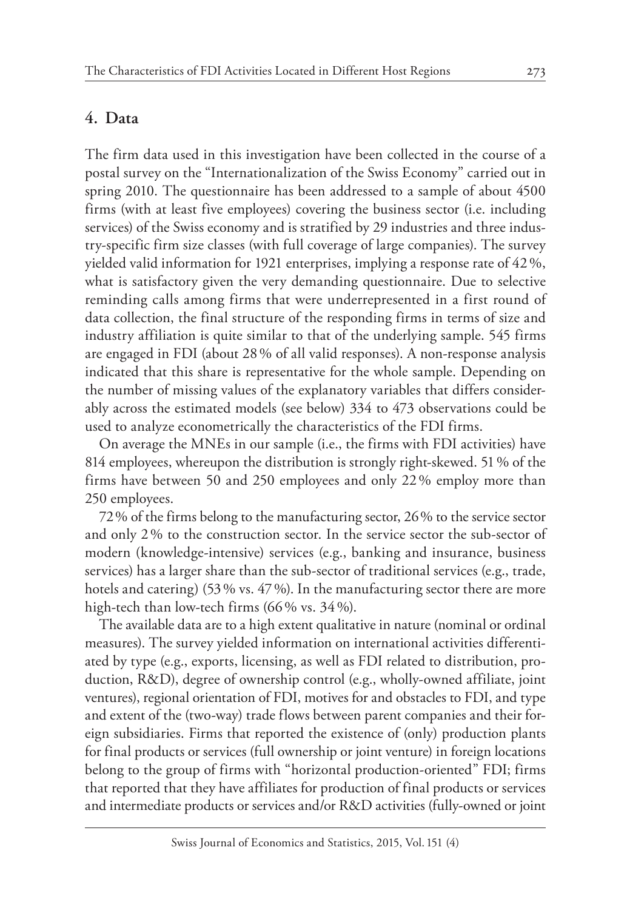## 4. Data

The firm data used in this investigation have been collected in the course of a postal survey on the "Internationalization of the Swiss Economy" carried out in spring 2010. The questionnaire has been addressed to a sample of about 4500 firms (with at least five employees) covering the business sector (i.e. including services) of the Swiss economy and is stratified by 29 industries and three industry-specific firm size classes (with full coverage of large companies). The survey yielded valid information for 1921 enterprises, implying a response rate of 42 %, what is satisfactory given the very demanding questionnaire. Due to selective reminding calls among firms that were underrepresented in a first round of data collection, the final structure of the responding firms in terms of size and industry affiliation is quite similar to that of the underlying sample. 545 firms are engaged in FDI (about 28 % of all valid responses). A non-response analysis indicated that this share is representative for the whole sample. Depending on the number of missing values of the explanatory variables that differs considerably across the estimated models (see below) 334 to 473 observations could be used to analyze econometrically the characteristics of the FDI firms.

On average the MNEs in our sample (i.e., the firms with FDI activities) have 814 employees, whereupon the distribution is strongly right-skewed. 51 % of the firms have between 50 and 250 employees and only 22 % employ more than 250 employees.

72 % of the firms belong to the manufacturing sector, 26 % to the service sector and only 2 % to the construction sector. In the service sector the sub-sector of modern (knowledge-intensive) services (e.g., banking and insurance, business services) has a larger share than the sub-sector of traditional services (e.g., trade, hotels and catering) (53 % vs. 47 %). In the manufacturing sector there are more high-tech than low-tech firms (66 % vs. 34 %).

The available data are to a high extent qualitative in nature (nominal or ordinal measures). The survey yielded information on international activities differentiated by type (e.g., exports, licensing, as well as FDI related to distribution, production, R&D), degree of ownership control (e.g., wholly-owned affiliate, joint ventures), regional orientation of FDI, motives for and obstacles to FDI, and type and extent of the (two-way) trade flows between parent companies and their foreign subsidiaries. Firms that reported the existence of (only) production plants for final products or services (full ownership or joint venture) in foreign locations belong to the group of firms with "horizontal production-oriented" FDI; firms that reported that they have affiliates for production of final products or services and intermediate products or services and/or R&D activities (fully-owned or joint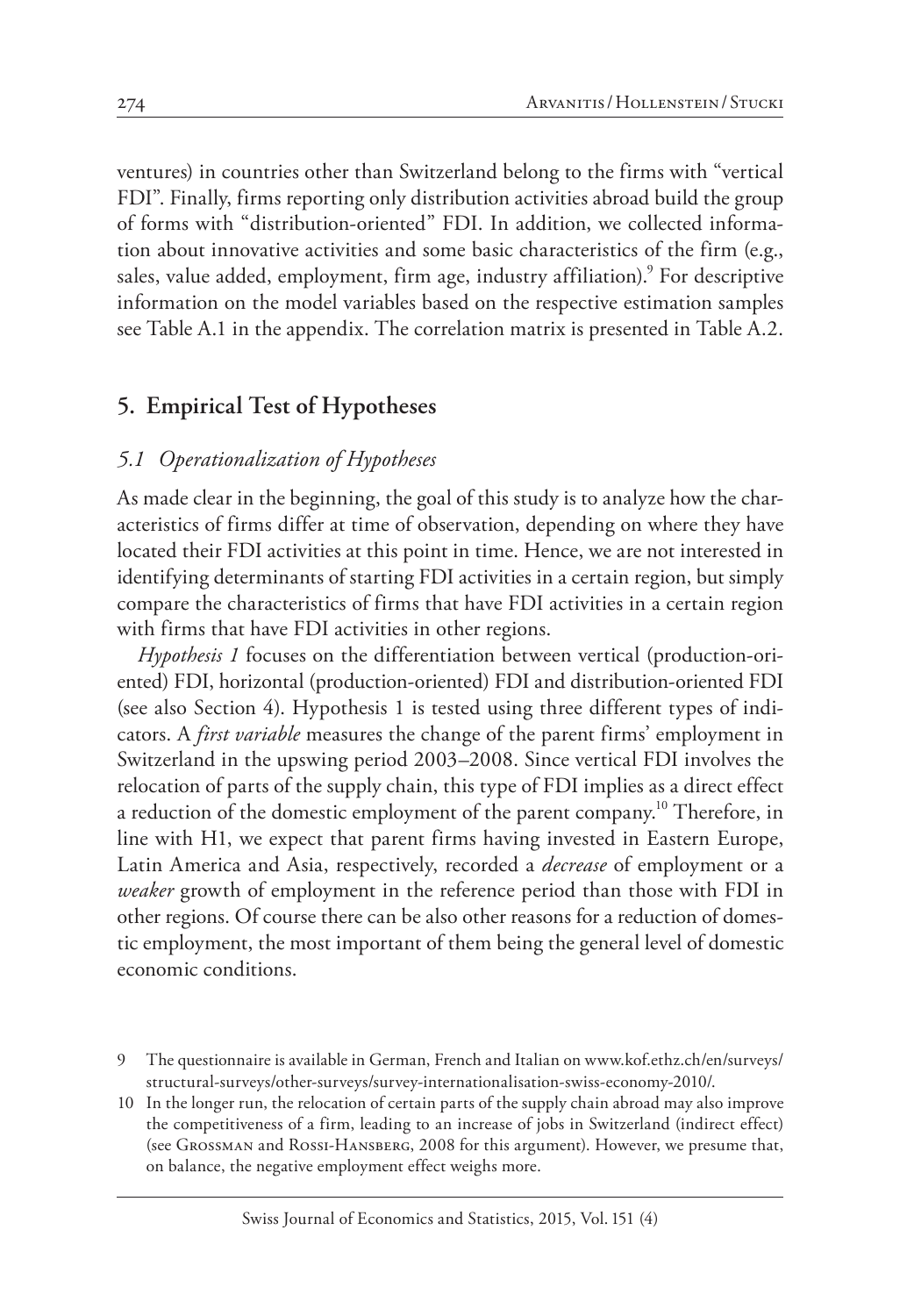ventures) in countries other than Switzerland belong to the firms with "vertical FDI". Finally, firms reporting only distribution activities abroad build the group of forms with "distribution-oriented" FDI. In addition, we collected information about innovative activities and some basic characteristics of the firm (e.g., sales, value added, employment, firm age, industry affiliation).[9] For descriptive information on the model variables based on the respective estimation samples see Table A.1 in the appendix. The correlation matrix is presented in Table A.2.

## 5. Empirical Test of Hypotheses

### *5.1 Operationalization of Hypotheses*

As made clear in the beginning, the goal of this study is to analyze how the characteristics of firms differ at time of observation, depending on where they have located their FDI activities at this point in time. Hence, we are not interested in identifying determinants of starting FDI activities in a certain region, but simply compare the characteristics of firms that have FDI activities in a certain region with firms that have FDI activities in other regions.

*Hypothesis 1* focuses on the differentiation between vertical (production-oriented) FDI, horizontal (production-oriented) FDI and distribution-oriented FDI (see also Section 4). Hypothesis 1 is tested using three different types of indicators. A *first variable* measures the change of the parent firms' employment in Switzerland in the upswing period 2003–2008. Since vertical FDI involves the relocation of parts of the supply chain, this type of FDI implies as a direct effect a reduction of the domestic employment of the parent company.[10] Therefore, in line with H1, we expect that parent firms having invested in Eastern Europe, Latin America and Asia, respectively, recorded a *decrease* of employment or a *weaker* growth of employment in the reference period than those with FDI in other regions. Of course there can be also other reasons for a reduction of domestic employment, the most important of them being the general level of domestic economic conditions.

9 The questionnaire is available in German, French and Italian on www.kof.ethz.ch/en/surveys/structural-surveys/other-surveys/survey-internationalisation-swiss-economy-2010/.

10 In the longer run, the relocation of certain parts of the supply chain abroad may also improve the competitiveness of a firm, leading to an increase of jobs in Switzerland (indirect effect) (see Grossman and Rossi-Hansberg, 2008 for this argument). However, we presume that, on balance, the negative employment effect weighs more.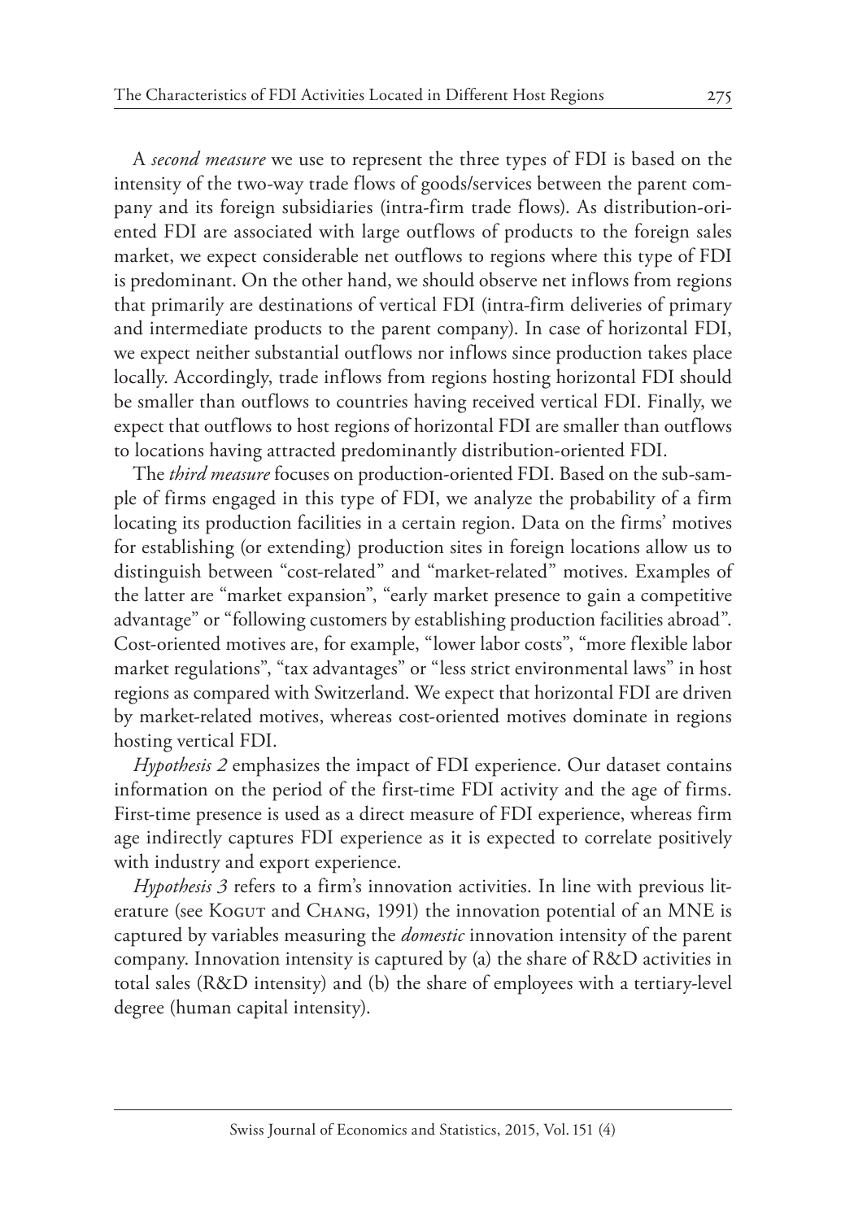A *second measure* we use to represent the three types of FDI is based on the intensity of the two-way trade flows of goods/services between the parent company and its foreign subsidiaries (intra-firm trade flows). As distribution-oriented FDI are associated with large outflows of products to the foreign sales market, we expect considerable net outflows to regions where this type of FDI is predominant. On the other hand, we should observe net inflows from regions that primarily are destinations of vertical FDI (intra-firm deliveries of primary and intermediate products to the parent company). In case of horizontal FDI, we expect neither substantial outflows nor inflows since production takes place locally. Accordingly, trade inflows from regions hosting horizontal FDI should be smaller than outflows to countries having received vertical FDI. Finally, we expect that outflows to host regions of horizontal FDI are smaller than outflows to locations having attracted predominantly distribution-oriented FDI.

The *third measure* focuses on production-oriented FDI. Based on the sub-sample of firms engaged in this type of FDI, we analyze the probability of a firm locating its production facilities in a certain region. Data on the firms' motives for establishing (or extending) production sites in foreign locations allow us to distinguish between "cost-related" and "market-related" motives. Examples of the latter are "market expansion", "early market presence to gain a competitive advantage" or "following customers by establishing production facilities abroad". Cost-oriented motives are, for example, "lower labor costs", "more flexible labor market regulations", "tax advantages" or "less strict environmental laws" in host regions as compared with Switzerland. We expect that horizontal FDI are driven by market-related motives, whereas cost-oriented motives dominate in regions hosting vertical FDI.

*Hypothesis 2* emphasizes the impact of FDI experience. Our dataset contains information on the period of the first-time FDI activity and the age of firms. First-time presence is used as a direct measure of FDI experience, whereas firm age indirectly captures FDI experience as it is expected to correlate positively with industry and export experience.

*Hypothesis 3* refers to a firm's innovation activities. In line with previous literature (see Kogut and Chang, 1991) the innovation potential of an MNE is captured by variables measuring the *domestic* innovation intensity of the parent company. Innovation intensity is captured by (a) the share of R&D activities in total sales (R&D intensity) and (b) the share of employees with a tertiary-level degree (human capital intensity).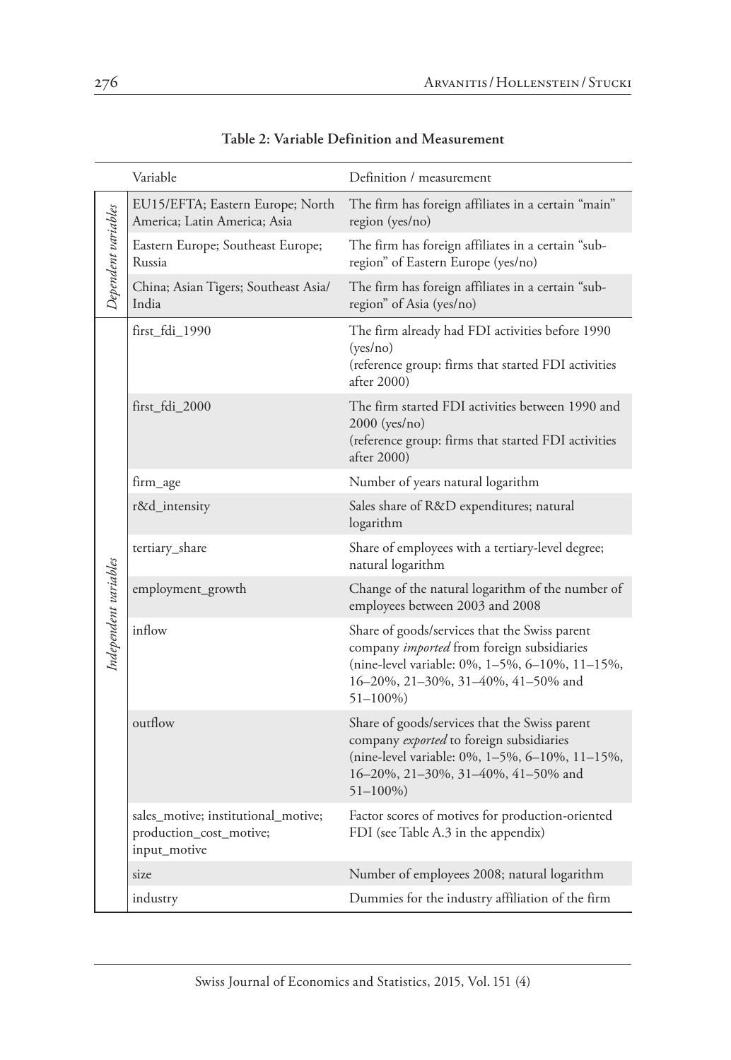**Table 2: Variable Definition and Measurement**

| | Variable | Definition / measurement |
|---|---|---|
| *Dependent variables* | EU15/EFTA; Eastern Europe; North America; Latin America; Asia | The firm has foreign affiliates in a certain "main" region (yes/no) |
| | Eastern Europe; Southeast Europe; Russia | The firm has foreign affiliates in a certain "sub-region" of Eastern Europe (yes/no) |
| | China; Asian Tigers; Southeast Asia/India | The firm has foreign affiliates in a certain "sub-region" of Asia (yes/no) |
| *Independent variables* | first_fdi_1990 | The firm already had FDI activities before 1990 (yes/no) (reference group: firms that started FDI activities after 2000) |
| | first_fdi_2000 | The firm started FDI activities between 1990 and 2000 (yes/no) (reference group: firms that started FDI activities after 2000) |
| | firm_age | Number of years natural logarithm |
| | r&d_intensity | Sales share of R&D expenditures; natural logarithm |
| | tertiary_share | Share of employees with a tertiary-level degree; natural logarithm |
| | employment_growth | Change of the natural logarithm of the number of employees between 2003 and 2008 |
| | inflow | Share of goods/services that the Swiss parent company *imported* from foreign subsidiaries (nine-level variable: 0%, 1–5%, 6–10%, 11–15%, 16–20%, 21–30%, 31–40%, 41–50% and 51–100%) |
| | outflow | Share of goods/services that the Swiss parent company *exported* to foreign subsidiaries (nine-level variable: 0%, 1–5%, 6–10%, 11–15%, 16–20%, 21–30%, 31–40%, 41–50% and 51–100%) |
| | sales_motive; institutional_motive; production_cost_motive; input_motive | Factor scores of motives for production-oriented FDI (see Table A.3 in the appendix) |
| | size | Number of employees 2008; natural logarithm |
| | industry | Dummies for the industry affiliation of the firm |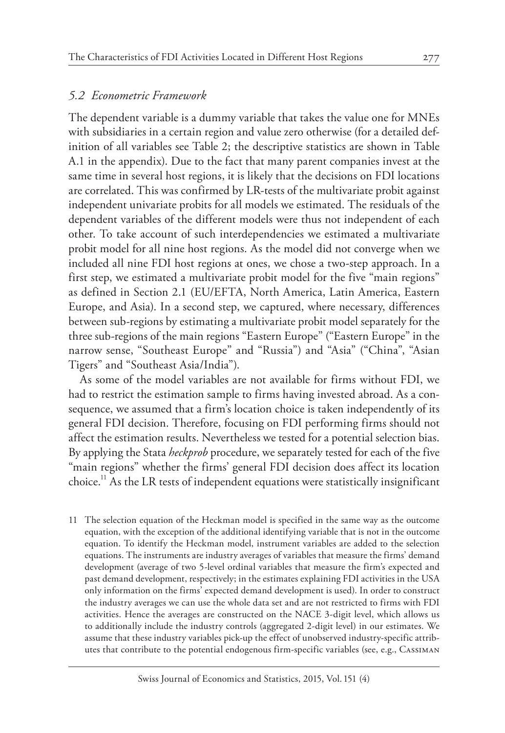### *5.2 Econometric Framework*

The dependent variable is a dummy variable that takes the value one for MNEs with subsidiaries in a certain region and value zero otherwise (for a detailed definition of all variables see Table 2; the descriptive statistics are shown in Table A.1 in the appendix). Due to the fact that many parent companies invest at the same time in several host regions, it is likely that the decisions on FDI locations are correlated. This was confirmed by LR-tests of the multivariate probit against independent univariate probits for all models we estimated. The residuals of the dependent variables of the different models were thus not independent of each other. To take account of such interdependencies we estimated a multivariate probit model for all nine host regions. As the model did not converge when we included all nine FDI host regions at ones, we chose a two-step approach. In a first step, we estimated a multivariate probit model for the five "main regions" as defined in Section 2.1 (EU/EFTA, North America, Latin America, Eastern Europe, and Asia). In a second step, we captured, where necessary, differences between sub-regions by estimating a multivariate probit model separately for the three sub-regions of the main regions "Eastern Europe" ("Eastern Europe" in the narrow sense, "Southeast Europe" and "Russia") and "Asia" ("China", "Asian Tigers" and "Southeast Asia/India").

As some of the model variables are not available for firms without FDI, we had to restrict the estimation sample to firms having invested abroad. As a consequence, we assumed that a firm's location choice is taken independently of its general FDI decision. Therefore, focusing on FDI performing firms should not affect the estimation results. Nevertheless we tested for a potential selection bias. By applying the Stata *heckprob* procedure, we separately tested for each of the five "main regions" whether the firms' general FDI decision does affect its location choice.[11] As the LR tests of independent equations were statistically insignificant

11 The selection equation of the Heckman model is specified in the same way as the outcome equation, with the exception of the additional identifying variable that is not in the outcome equation. To identify the Heckman model, instrument variables are added to the selection equations. The instruments are industry averages of variables that measure the firms' demand development (average of two 5-level ordinal variables that measure the firm's expected and past demand development, respectively; in the estimates explaining FDI activities in the USA only information on the firms' expected demand development is used). In order to construct the industry averages we can use the whole data set and are not restricted to firms with FDI activities. Hence the averages are constructed on the NACE 3-digit level, which allows us to additionally include the industry controls (aggregated 2-digit level) in our estimates. We assume that these industry variables pick-up the effect of unobserved industry-specific attributes that contribute to the potential endogenous firm-specific variables (see, e.g., Cassiman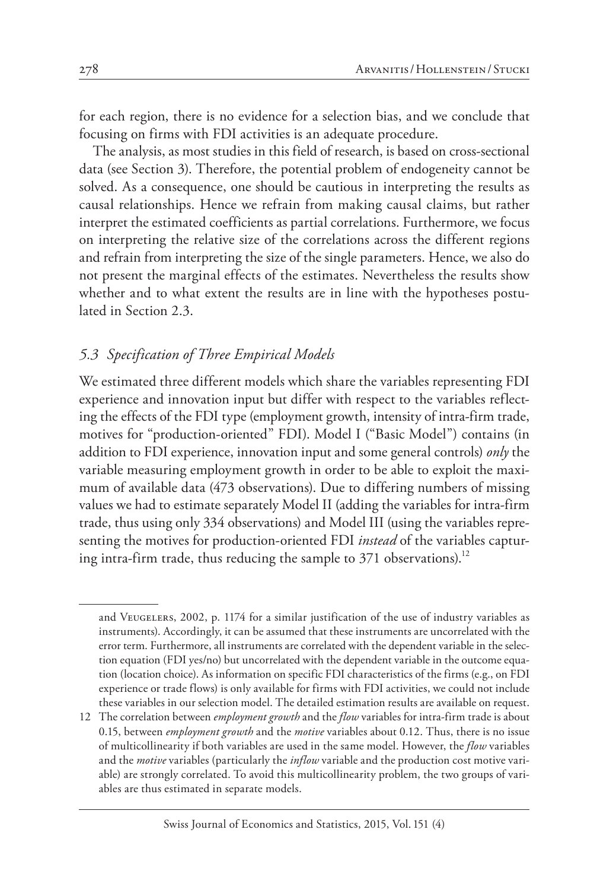for each region, there is no evidence for a selection bias, and we conclude that focusing on firms with FDI activities is an adequate procedure.

The analysis, as most studies in this field of research, is based on cross-sectional data (see Section 3). Therefore, the potential problem of endogeneity cannot be solved. As a consequence, one should be cautious in interpreting the results as causal relationships. Hence we refrain from making causal claims, but rather interpret the estimated coefficients as partial correlations. Furthermore, we focus on interpreting the relative size of the correlations across the different regions and refrain from interpreting the size of the single parameters. Hence, we also do not present the marginal effects of the estimates. Nevertheless the results show whether and to what extent the results are in line with the hypotheses postulated in Section 2.3.

### *5.3 Specification of Three Empirical Models*

We estimated three different models which share the variables representing FDI experience and innovation input but differ with respect to the variables reflecting the effects of the FDI type (employment growth, intensity of intra-firm trade, motives for "production-oriented" FDI). Model I ("Basic Model") contains (in addition to FDI experience, innovation input and some general controls) *only* the variable measuring employment growth in order to be able to exploit the maximum of available data (473 observations). Due to differing numbers of missing values we had to estimate separately Model II (adding the variables for intra-firm trade, thus using only 334 observations) and Model III (using the variables representing the motives for production-oriented FDI *instead* of the variables capturing intra-firm trade, thus reducing the sample to 371 observations).[12]

---

and Veugelers, 2002, p. 1174 for a similar justification of the use of industry variables as instruments). Accordingly, it can be assumed that these instruments are uncorrelated with the error term. Furthermore, all instruments are correlated with the dependent variable in the selection equation (FDI yes/no) but uncorrelated with the dependent variable in the outcome equation (location choice). As information on specific FDI characteristics of the firms (e.g., on FDI experience or trade flows) is only available for firms with FDI activities, we could not include these variables in our selection model. The detailed estimation results are available on request.

12 The correlation between *employment growth* and the *flow* variables for intra-firm trade is about 0.15, between *employment growth* and the *motive* variables about 0.12. Thus, there is no issue of multicollinearity if both variables are used in the same model. However, the *flow* variables and the *motive* variables (particularly the *inflow* variable and the production cost motive variable) are strongly correlated. To avoid this multicollinearity problem, the two groups of variables are thus estimated in separate models.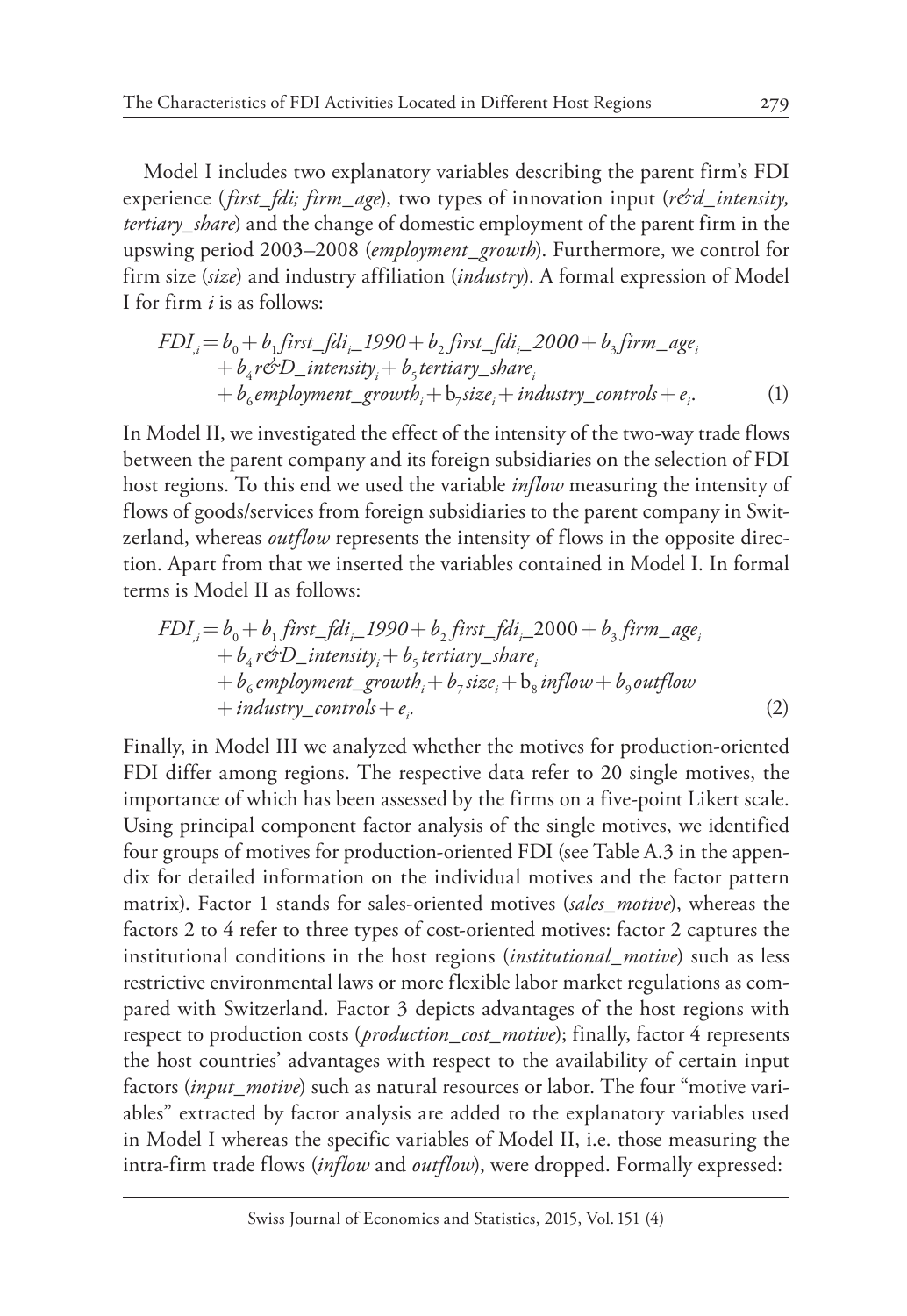Model I includes two explanatory variables describing the parent firm's FDI experience (*first_fdi; firm_age*), two types of innovation input (*r&d_intensity, tertiary_share*) and the change of domestic employment of the parent firm in the upswing period 2003–2008 (*employment_growth*). Furthermore, we control for firm size (*size*) and industry affiliation (*industry*). A formal expression of Model I for firm *i* is as follows:

$$
\begin{aligned}
FDI_{,i} = {} & b_0 + b_1 first\_fdi_{i}\_1990 + b_2 first\_fdi_{i}\_2000 + b_3 firm\_age_i \\
& + b_4 r\&D\_intensity_i + b_5 tertiary\_share_i \\
& + b_6 employment\_growth_i + b_7 size_i + industry\_controls + e_i. \qquad (1)
\end{aligned}
$$

In Model II, we investigated the effect of the intensity of the two-way trade flows between the parent company and its foreign subsidiaries on the selection of FDI host regions. To this end we used the variable *inflow* measuring the intensity of flows of goods/services from foreign subsidiaries to the parent company in Switzerland, whereas *outflow* represents the intensity of flows in the opposite direction. Apart from that we inserted the variables contained in Model I. In formal terms is Model II as follows:

$$
\begin{aligned}
FDI_{,i} = {} & b_0 + b_1 first\_fdi_{i}\_1990 + b_2 first\_fdi_{i}\_2000 + b_3 firm\_age_i \\
& + b_4 r\&D\_intensity_i + b_5 tertiary\_share_i \\
& + b_6 employment\_growth_i + b_7 size_i + b_8 inflow + b_9 outflow \\
& + industry\_controls + e_i. \qquad (2)
\end{aligned}
$$

Finally, in Model III we analyzed whether the motives for production-oriented FDI differ among regions. The respective data refer to 20 single motives, the importance of which has been assessed by the firms on a five-point Likert scale. Using principal component factor analysis of the single motives, we identified four groups of motives for production-oriented FDI (see Table A.3 in the appendix for detailed information on the individual motives and the factor pattern matrix). Factor 1 stands for sales-oriented motives (*sales_motive*), whereas the factors 2 to 4 refer to three types of cost-oriented motives: factor 2 captures the institutional conditions in the host regions (*institutional_motive*) such as less restrictive environmental laws or more flexible labor market regulations as compared with Switzerland. Factor 3 depicts advantages of the host regions with respect to production costs (*production_cost_motive*); finally, factor 4 represents the host countries' advantages with respect to the availability of certain input factors (*input_motive*) such as natural resources or labor. The four "motive variables" extracted by factor analysis are added to the explanatory variables used in Model I whereas the specific variables of Model II, i.e. those measuring the intra-firm trade flows (*inflow* and *outflow*), were dropped. Formally expressed: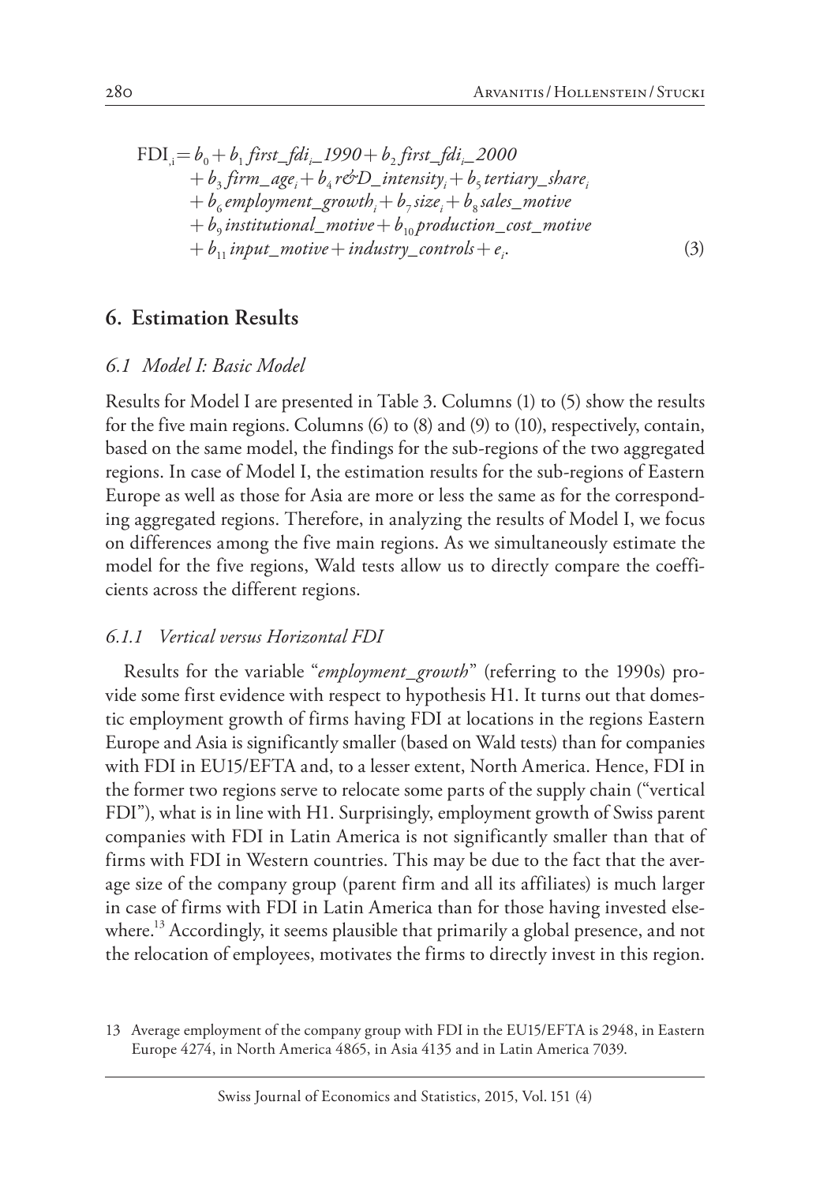$$
\begin{aligned}
\mathrm{FDI}_{,i} = {} & b_0 + b_1\, \mathit{first\_fdi}_{i\_}\mathit{1990} + b_2\, \mathit{first\_fdi}_{i\_}\mathit{2000} \\
& + b_3\, \mathit{firm\_age}_i + b_4\, \mathit{r\&D\_intensity}_i + b_5\, \mathit{tertiary\_share}_i \\
& + b_6\, \mathit{employment\_growth}_i + b_7\, \mathit{size}_i + b_8\, \mathit{sales\_motive} \\
& + b_9\, \mathit{institutional\_motive} + b_{10}\, \mathit{production\_cost\_motive} \\
& + b_{11}\, \mathit{input\_motive} + \mathit{industry\_controls} + e_i. \qquad (3)
\end{aligned}
$$

## 6. Estimation Results

### *6.1 Model I: Basic Model*

Results for Model I are presented in Table 3. Columns (1) to (5) show the results for the five main regions. Columns (6) to (8) and (9) to (10), respectively, contain, based on the same model, the findings for the sub-regions of the two aggregated regions. In case of Model I, the estimation results for the sub-regions of Eastern Europe as well as those for Asia are more or less the same as for the corresponding aggregated regions. Therefore, in analyzing the results of Model I, we focus on differences among the five main regions. As we simultaneously estimate the model for the five regions, Wald tests allow us to directly compare the coefficients across the different regions.

#### *6.1.1 Vertical versus Horizontal FDI*

Results for the variable "*employment_growth*" (referring to the 1990s) provide some first evidence with respect to hypothesis H1. It turns out that domestic employment growth of firms having FDI at locations in the regions Eastern Europe and Asia is significantly smaller (based on Wald tests) than for companies with FDI in EU15/EFTA and, to a lesser extent, North America. Hence, FDI in the former two regions serve to relocate some parts of the supply chain ("vertical FDI"), what is in line with H1. Surprisingly, employment growth of Swiss parent companies with FDI in Latin America is not significantly smaller than that of firms with FDI in Western countries. This may be due to the fact that the average size of the company group (parent firm and all its affiliates) is much larger in case of firms with FDI in Latin America than for those having invested elsewhere.[13] Accordingly, it seems plausible that primarily a global presence, and not the relocation of employees, motivates the firms to directly invest in this region.

13 Average employment of the company group with FDI in the EU15/EFTA is 2948, in Eastern Europe 4274, in North America 4865, in Asia 4135 and in Latin America 7039.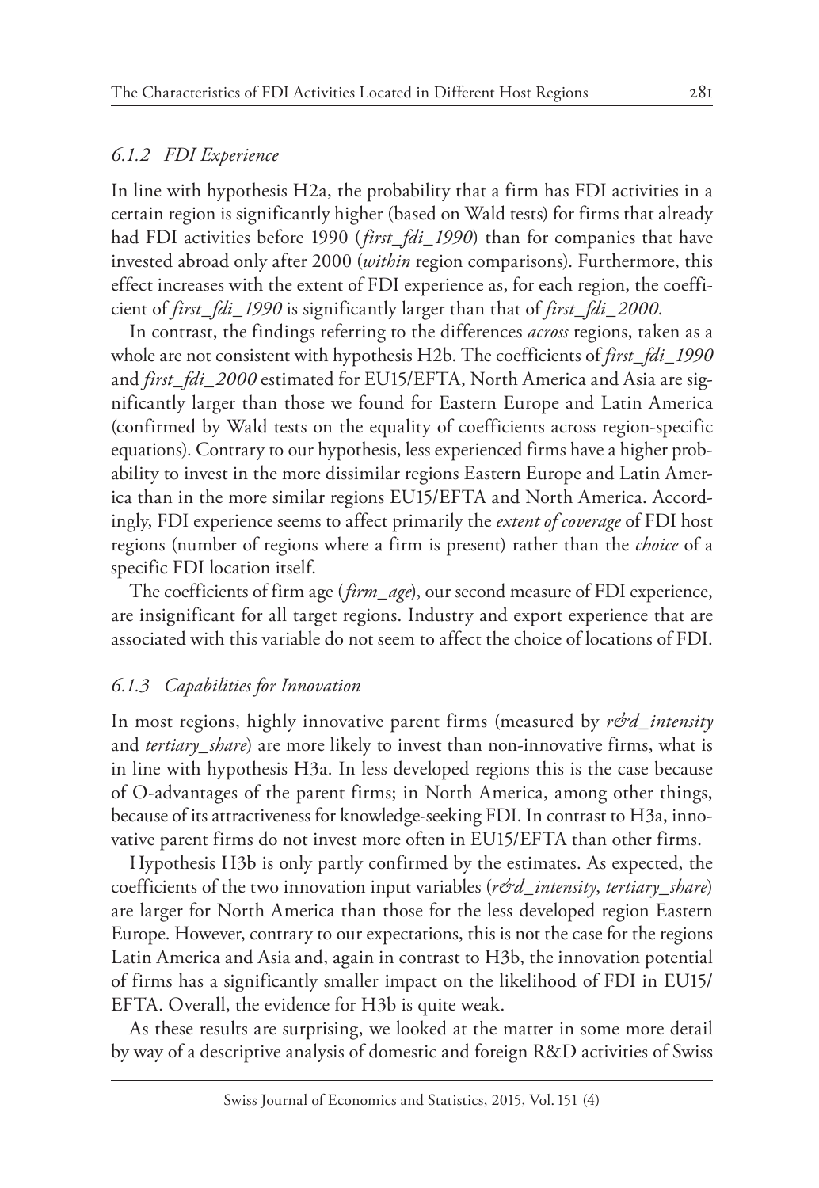### *6.1.2 FDI Experience*

In line with hypothesis H2a, the probability that a firm has FDI activities in a certain region is significantly higher (based on Wald tests) for firms that already had FDI activities before 1990 (*first_fdi_1990*) than for companies that have invested abroad only after 2000 (*within* region comparisons). Furthermore, this effect increases with the extent of FDI experience as, for each region, the coefficient of *first_fdi_1990* is significantly larger than that of *first_fdi_2000*.

In contrast, the findings referring to the differences *across* regions, taken as a whole are not consistent with hypothesis H2b. The coefficients of *first_fdi_1990* and *first_fdi_2000* estimated for EU15/EFTA, North America and Asia are significantly larger than those we found for Eastern Europe and Latin America (confirmed by Wald tests on the equality of coefficients across region-specific equations). Contrary to our hypothesis, less experienced firms have a higher probability to invest in the more dissimilar regions Eastern Europe and Latin America than in the more similar regions EU15/EFTA and North America. Accordingly, FDI experience seems to affect primarily the *extent of coverage* of FDI host regions (number of regions where a firm is present) rather than the *choice* of a specific FDI location itself.

The coefficients of firm age (*firm_age*), our second measure of FDI experience, are insignificant for all target regions. Industry and export experience that are associated with this variable do not seem to affect the choice of locations of FDI.

### *6.1.3 Capabilities for Innovation*

In most regions, highly innovative parent firms (measured by *r&d_intensity* and *tertiary_share*) are more likely to invest than non-innovative firms, what is in line with hypothesis H3a. In less developed regions this is the case because of O-advantages of the parent firms; in North America, among other things, because of its attractiveness for knowledge-seeking FDI. In contrast to H3a, innovative parent firms do not invest more often in EU15/EFTA than other firms.

Hypothesis H3b is only partly confirmed by the estimates. As expected, the coefficients of the two innovation input variables (*r&d_intensity*, *tertiary_share*) are larger for North America than those for the less developed region Eastern Europe. However, contrary to our expectations, this is not the case for the regions Latin America and Asia and, again in contrast to H3b, the innovation potential of firms has a significantly smaller impact on the likelihood of FDI in EU15/EFTA. Overall, the evidence for H3b is quite weak.

As these results are surprising, we looked at the matter in some more detail by way of a descriptive analysis of domestic and foreign R&D activities of Swiss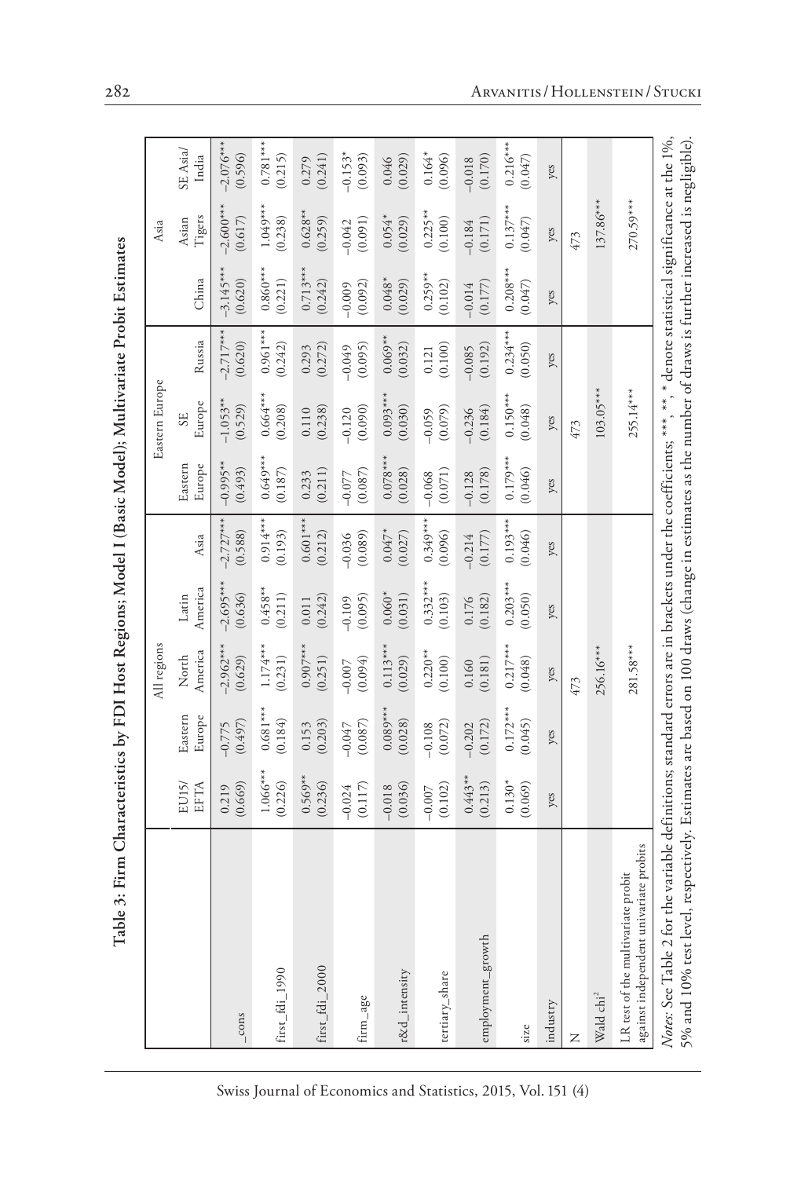**Table 3: Firm Characteristics by FDI Host Regions; Model I (Basic Model); Multivariate Probit Estimates**

| | All regions | | | | | Eastern Europe | | | Asia | | |
|---|---|---|---|---|---|---|---|---|---|---|---|
| | EU15/ EFTA | Eastern Europe | North America | Latin America | Asia | Eastern Europe | SE Europe | Russia | China | Asian Tigers | SE Asia/ India |
| _cons | 0.219 (0.669) | −0.775 (0.497) | −2.962*** (0.629) | −2.695*** (0.636) | −2.727*** (0.588) | −0.995** (0.493) | −1.053** (0.529) | −2.717*** (0.620) | −3.145*** (0.620) | −2.600*** (0.617) | −2.076*** (0.596) |
| first_fdi_1990 | 1.066*** (0.226) | 0.681*** (0.184) | 1.174*** (0.231) | 0.458** (0.211) | 0.914*** (0.193) | 0.649*** (0.187) | 0.664*** (0.208) | 0.961*** (0.242) | 0.860*** (0.221) | 1.049*** (0.238) | 0.781*** (0.215) |
| first_fdi_2000 | 0.569** (0.236) | 0.153 (0.203) | 0.907*** (0.251) | 0.011 (0.242) | 0.601*** (0.212) | 0.233 (0.211) | 0.110 (0.238) | 0.293 (0.272) | 0.713*** (0.242) | 0.628** (0.259) | 0.279 (0.241) |
| firm_age | −0.024 (0.117) | −0.047 (0.087) | −0.007 (0.094) | −0.109 (0.095) | −0.036 (0.089) | −0.077 (0.087) | −0.120 (0.090) | −0.049 (0.095) | −0.009 (0.092) | −0.042 (0.091) | −0.153* (0.093) |
| r&d_intensity | −0.018 (0.036) | 0.089*** (0.028) | 0.113*** (0.029) | 0.060* (0.031) | 0.047* (0.027) | 0.078*** (0.028) | 0.093*** (0.030) | 0.069** (0.032) | 0.048* (0.029) | 0.054* (0.029) | 0.046 (0.029) |
| tertiary_share | −0.007 (0.102) | −0.108 (0.072) | 0.220** (0.100) | 0.332*** (0.103) | 0.349*** (0.096) | −0.068 (0.071) | −0.059 (0.079) | 0.121 (0.100) | 0.259** (0.102) | 0.225** (0.100) | 0.164* (0.096) |
| employment_growth | 0.443** (0.213) | −0.202 (0.172) | 0.160 (0.181) | 0.176 (0.182) | −0.214 (0.177) | −0.128 (0.178) | −0.236 (0.184) | −0.085 (0.192) | −0.014 (0.177) | −0.184 (0.171) | −0.018 (0.170) |
| size | 0.130* (0.069) | 0.172*** (0.045) | 0.217*** (0.048) | 0.203*** (0.050) | 0.193*** (0.046) | 0.179*** (0.046) | 0.150*** (0.048) | 0.234*** (0.050) | 0.208*** (0.047) | 0.137*** (0.047) | 0.216*** (0.047) |
| industry | yes | yes | yes | yes | yes | yes | yes | yes | yes | yes | yes |
| N | | | 473 | | | | 473 | | | 473 | |
| Wald chi² | | | 256.16*** | | | | 103.05*** | | | 137.86*** | |
| LR test of the multivariate probit against independent univariate probits | | | 281.58*** | | | | 255.14*** | | | 270.59*** | |

*Notes:* See Table 2 for the variable definitions; standard errors are in brackets under the coefficients; ***, **, * denote statistical significance at the 1%, 5% and 10% test level, respectively. Estimates are based on 100 draws (change in estimates as the number of draws is further increased is negligible).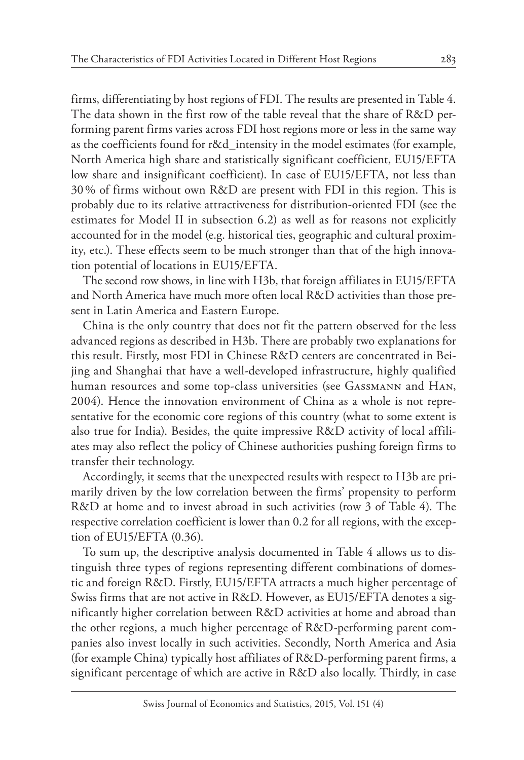firms, differentiating by host regions of FDI. The results are presented in Table 4. The data shown in the first row of the table reveal that the share of R&D performing parent firms varies across FDI host regions more or less in the same way as the coefficients found for r&d_intensity in the model estimates (for example, North America high share and statistically significant coefficient, EU15/EFTA low share and insignificant coefficient). In case of EU15/EFTA, not less than 30% of firms without own R&D are present with FDI in this region. This is probably due to its relative attractiveness for distribution-oriented FDI (see the estimates for Model II in subsection 6.2) as well as for reasons not explicitly accounted for in the model (e.g. historical ties, geographic and cultural proximity, etc.). These effects seem to be much stronger than that of the high innovation potential of locations in EU15/EFTA.

The second row shows, in line with H3b, that foreign affiliates in EU15/EFTA and North America have much more often local R&D activities than those present in Latin America and Eastern Europe.

China is the only country that does not fit the pattern observed for the less advanced regions as described in H3b. There are probably two explanations for this result. Firstly, most FDI in Chinese R&D centers are concentrated in Beijing and Shanghai that have a well-developed infrastructure, highly qualified human resources and some top-class universities (see Gassmann and Han, 2004). Hence the innovation environment of China as a whole is not representative for the economic core regions of this country (what to some extent is also true for India). Besides, the quite impressive R&D activity of local affiliates may also reflect the policy of Chinese authorities pushing foreign firms to transfer their technology.

Accordingly, it seems that the unexpected results with respect to H3b are primarily driven by the low correlation between the firms' propensity to perform R&D at home and to invest abroad in such activities (row 3 of Table 4). The respective correlation coefficient is lower than 0.2 for all regions, with the exception of EU15/EFTA (0.36).

To sum up, the descriptive analysis documented in Table 4 allows us to distinguish three types of regions representing different combinations of domestic and foreign R&D. Firstly, EU15/EFTA attracts a much higher percentage of Swiss firms that are not active in R&D. However, as EU15/EFTA denotes a significantly higher correlation between R&D activities at home and abroad than the other regions, a much higher percentage of R&D-performing parent companies also invest locally in such activities. Secondly, North America and Asia (for example China) typically host affiliates of R&D-performing parent firms, a significant percentage of which are active in R&D also locally. Thirdly, in case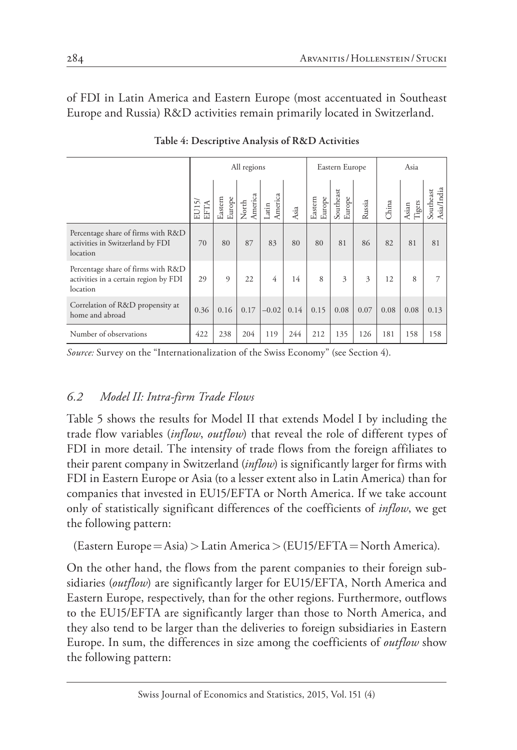of FDI in Latin America and Eastern Europe (most accentuated in Southeast Europe and Russia) R&D activities remain primarily located in Switzerland.

**Table 4: Descriptive Analysis of R&D Activities**

| | All regions | | | | | Eastern Europe | | | Asia | | |
|---|---|---|---|---|---|---|---|---|---|---|---|
| | EU15/ EFTA | Eastern Europe | North America | Latin America | Asia | Eastern Europe | Southeast Europe | Russia | China | Asian Tigers | Southeast Asia/India |
| Percentage share of firms with R&D activities in Switzerland by FDI location | 70 | 80 | 87 | 83 | 80 | 80 | 81 | 86 | 82 | 81 | 81 |
| Percentage share of firms with R&D activities in a certain region by FDI location | 29 | 9 | 22 | 4 | 14 | 8 | 3 | 3 | 12 | 8 | 7 |
| Correlation of R&D propensity at home and abroad | 0.36 | 0.16 | 0.17 | −0.02 | 0.14 | 0.15 | 0.08 | 0.07 | 0.08 | 0.08 | 0.13 |
| Number of observations | 422 | 238 | 204 | 119 | 244 | 212 | 135 | 126 | 181 | 158 | 158 |

*Source:* Survey on the "Internationalization of the Swiss Economy" (see Section 4).

### *6.2 Model II: Intra-firm Trade Flows*

Table 5 shows the results for Model II that extends Model I by including the trade flow variables (*inflow*, *outflow*) that reveal the role of different types of FDI in more detail. The intensity of trade flows from the foreign affiliates to their parent company in Switzerland (*inflow*) is significantly larger for firms with FDI in Eastern Europe or Asia (to a lesser extent also in Latin America) than for companies that invested in EU15/EFTA or North America. If we take account only of statistically significant differences of the coefficients of *inflow*, we get the following pattern:

(Eastern Europe = Asia) > Latin America > (EU15/EFTA = North America).

On the other hand, the flows from the parent companies to their foreign subsidiaries (*outflow*) are significantly larger for EU15/EFTA, North America and Eastern Europe, respectively, than for the other regions. Furthermore, outflows to the EU15/EFTA are significantly larger than those to North America, and they also tend to be larger than the deliveries to foreign subsidiaries in Eastern Europe. In sum, the differences in size among the coefficients of *outflow* show the following pattern: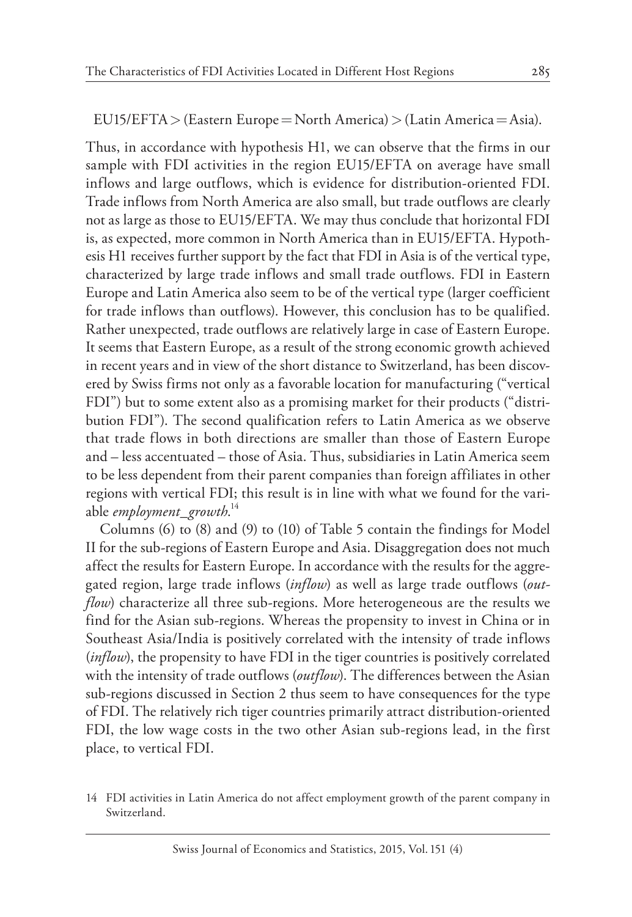EU15/EFTA > (Eastern Europe = North America) > (Latin America = Asia).

Thus, in accordance with hypothesis H1, we can observe that the firms in our sample with FDI activities in the region EU15/EFTA on average have small inflows and large outflows, which is evidence for distribution-oriented FDI. Trade inflows from North America are also small, but trade outflows are clearly not as large as those to EU15/EFTA. We may thus conclude that horizontal FDI is, as expected, more common in North America than in EU15/EFTA. Hypothesis H1 receives further support by the fact that FDI in Asia is of the vertical type, characterized by large trade inflows and small trade outflows. FDI in Eastern Europe and Latin America also seem to be of the vertical type (larger coefficient for trade inflows than outflows). However, this conclusion has to be qualified. Rather unexpected, trade outflows are relatively large in case of Eastern Europe. It seems that Eastern Europe, as a result of the strong economic growth achieved in recent years and in view of the short distance to Switzerland, has been discovered by Swiss firms not only as a favorable location for manufacturing ("vertical FDI") but to some extent also as a promising market for their products ("distribution FDI"). The second qualification refers to Latin America as we observe that trade flows in both directions are smaller than those of Eastern Europe and – less accentuated – those of Asia. Thus, subsidiaries in Latin America seem to be less dependent from their parent companies than foreign affiliates in other regions with vertical FDI; this result is in line with what we found for the variable *employment_growth*.[14]

Columns (6) to (8) and (9) to (10) of Table 5 contain the findings for Model II for the sub-regions of Eastern Europe and Asia. Disaggregation does not much affect the results for Eastern Europe. In accordance with the results for the aggregated region, large trade inflows (*inflow*) as well as large trade outflows (*outflow*) characterize all three sub-regions. More heterogeneous are the results we find for the Asian sub-regions. Whereas the propensity to invest in China or in Southeast Asia/India is positively correlated with the intensity of trade inflows (*inflow*), the propensity to have FDI in the tiger countries is positively correlated with the intensity of trade outflows (*outflow*). The differences between the Asian sub-regions discussed in Section 2 thus seem to have consequences for the type of FDI. The relatively rich tiger countries primarily attract distribution-oriented FDI, the low wage costs in the two other Asian sub-regions lead, in the first place, to vertical FDI.

14 FDI activities in Latin America do not affect employment growth of the parent company in Switzerland.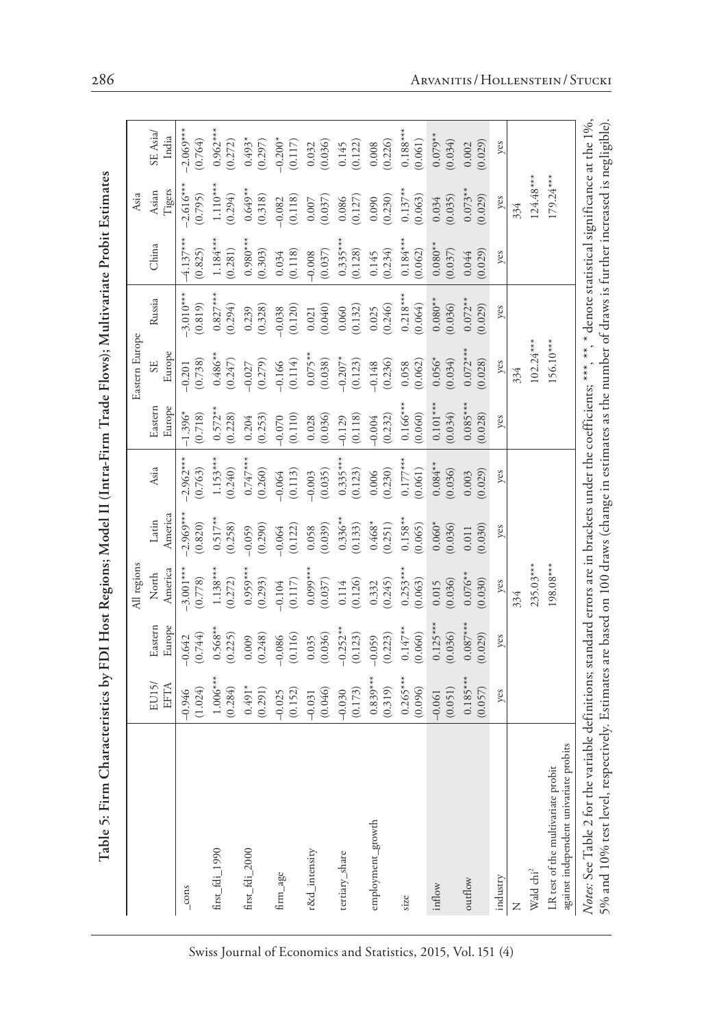**Table 5: Firm Characteristics by FDI Host Regions; Model II (Intra-Firm Trade Flows); Multivariate Probit Estimates**

| | All regions | | | | | Eastern Europe | | | Asia | | |
|---|---|---|---|---|---|---|---|---|---|---|---|
| | EU15/ EFTA | Eastern Europe | North America | Latin America | Asia | Eastern Europe | SE Europe | Russia | China | Asian Tigers | SE Asia/ India |
| _cons | −0.946 | −0.642 | −3.001*** | −2.969*** | −2.962*** | −1.396* | −0.201 | −3.010*** | −4.137*** | −2.616*** | −2.069*** |
| | (1.024) | (0.744) | (0.778) | (0.820) | (0.763) | (0.718) | (0.738) | (0.819) | (0.825) | (0.795) | (0.764) |
| first_fdi_1990 | 1.006*** | 0.568** | 1.138*** | 0.517** | 1.153*** | 0.572** | 0.486** | 0.827*** | 1.184*** | 1.110*** | 0.962*** |
| | (0.284) | (0.225) | (0.272) | (0.258) | (0.240) | (0.228) | (0.247) | (0.294) | (0.281) | (0.294) | (0.272) |
| first_fdi_2000 | 0.491* | 0.009 | 0.959*** | −0.059 | 0.747*** | 0.204 | −0.027 | 0.239 | 0.980*** | 0.649** | 0.493* |
| | (0.291) | (0.248) | (0.293) | (0.290) | (0.260) | (0.253) | (0.279) | (0.328) | (0.303) | (0.318) | (0.297) |
| firm_age | −0.025 | −0.086 | −0.104 | −0.064 | −0.064 | −0.070 | −0.166 | −0.038 | 0.034 | −0.082 | −0.200* |
| | (0.152) | (0.116) | (0.117) | (0.122) | (0.113) | (0.110) | (0.114) | (0.120) | (0.118) | (0.118) | (0.117) |
| r&d_intensity | −0.031 | 0.035 | 0.099*** | 0.058 | −0.003 | 0.028 | 0.075** | 0.021 | −0.008 | 0.007 | 0.032 |
| | (0.046) | (0.036) | (0.037) | (0.039) | (0.035) | (0.036) | (0.038) | (0.040) | (0.037) | (0.037) | (0.036) |
| tertiary_share | −0.030 | −0.252** | 0.114 | 0.336** | 0.335*** | −0.129 | −0.207* | 0.060 | 0.335*** | 0.086 | 0.145 |
| | (0.173) | (0.123) | (0.126) | (0.133) | (0.123) | (0.118) | (0.123) | (0.132) | (0.128) | (0.127) | (0.122) |
| employment_growth | 0.839*** | −0.059 | 0.332 | 0.468* | 0.006 | −0.004 | −0.148 | 0.025 | 0.145 | 0.090 | 0.008 |
| | (0.319) | (0.223) | (0.245) | (0.251) | (0.230) | (0.232) | (0.236) | (0.246) | (0.234) | (0.230) | (0.226) |
| size | 0.265*** | 0.147** | 0.253*** | 0.158** | 0.177*** | 0.166*** | 0.058 | 0.218*** | 0.184*** | 0.137** | 0.188*** |
| | (0.096) | (0.060) | (0.063) | (0.065) | (0.061) | (0.060) | (0.062) | (0.064) | (0.062) | (0.063) | (0.061) |
| inflow | −0.061 | 0.125*** | 0.015 | 0.060* | 0.084** | 0.101*** | 0.056* | 0.080** | 0.080** | 0.034 | 0.079** |
| | (0.051) | (0.036) | (0.036) | (0.036) | (0.036) | (0.034) | (0.034) | (0.036) | (0.037) | (0.035) | (0.034) |
| outflow | 0.185*** | 0.087*** | 0.076** | 0.011 | 0.003 | 0.085*** | 0.072*** | 0.072** | 0.044 | 0.073** | 0.002 |
| | (0.057) | (0.029) | (0.030) | (0.030) | (0.029) | (0.028) | (0.028) | (0.029) | (0.029) | (0.029) | (0.029) |
| industry | yes | yes | yes | yes | yes | yes | yes | yes | yes | yes | yes |
| N | | | 334 | | | | 334 | | | 334 | |
| Wald chi[2] | | | 235.03*** | | | | 102.24*** | | | 124.48*** | |
| LR test of the multivariate probit against independent univariate probits | | | 198.08*** | | | | 156.10*** | | | 179.24*** | |

*Notes:* See Table 2 for the variable definitions; standard errors are in brackets under the coefficients; ***, **, * denote statistical significance at the 1%, 5% and 10% test level, respectively. Estimates are based on 100 draws (change in estimates as the number of draws is further increased is negligible).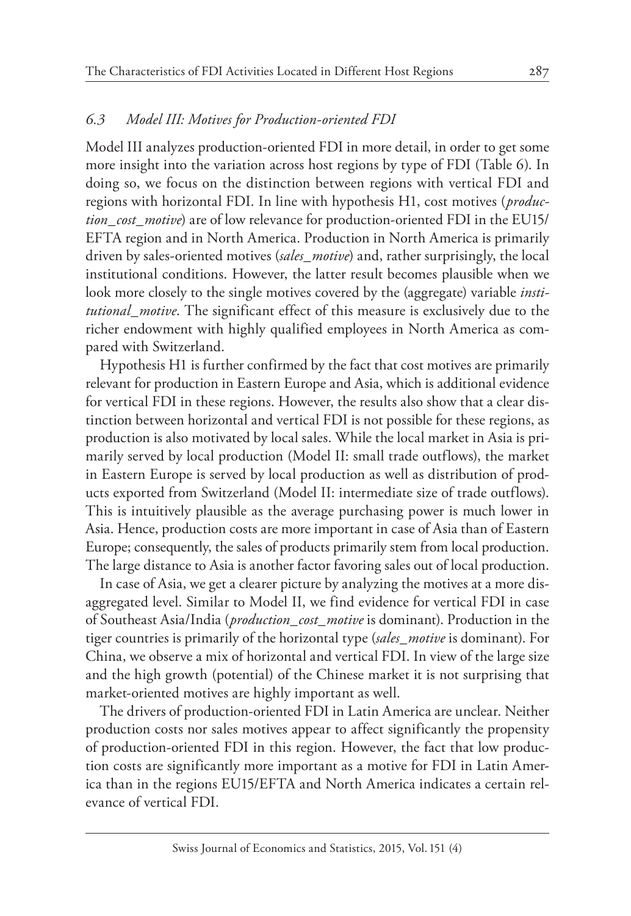### *6.3 Model III: Motives for Production-oriented FDI*

Model III analyzes production-oriented FDI in more detail, in order to get some more insight into the variation across host regions by type of FDI (Table 6). In doing so, we focus on the distinction between regions with vertical FDI and regions with horizontal FDI. In line with hypothesis H1, cost motives (*production_cost_motive*) are of low relevance for production-oriented FDI in the EU15/EFTA region and in North America. Production in North America is primarily driven by sales-oriented motives (*sales_motive*) and, rather surprisingly, the local institutional conditions. However, the latter result becomes plausible when we look more closely to the single motives covered by the (aggregate) variable *institutional_motive*. The significant effect of this measure is exclusively due to the richer endowment with highly qualified employees in North America as compared with Switzerland.

Hypothesis H1 is further confirmed by the fact that cost motives are primarily relevant for production in Eastern Europe and Asia, which is additional evidence for vertical FDI in these regions. However, the results also show that a clear distinction between horizontal and vertical FDI is not possible for these regions, as production is also motivated by local sales. While the local market in Asia is primarily served by local production (Model II: small trade outflows), the market in Eastern Europe is served by local production as well as distribution of products exported from Switzerland (Model II: intermediate size of trade outflows). This is intuitively plausible as the average purchasing power is much lower in Asia. Hence, production costs are more important in case of Asia than of Eastern Europe; consequently, the sales of products primarily stem from local production. The large distance to Asia is another factor favoring sales out of local production.

In case of Asia, we get a clearer picture by analyzing the motives at a more disaggregated level. Similar to Model II, we find evidence for vertical FDI in case of Southeast Asia/India (*production_cost_motive* is dominant). Production in the tiger countries is primarily of the horizontal type (*sales_motive* is dominant). For China, we observe a mix of horizontal and vertical FDI. In view of the large size and the high growth (potential) of the Chinese market it is not surprising that market-oriented motives are highly important as well.

The drivers of production-oriented FDI in Latin America are unclear. Neither production costs nor sales motives appear to affect significantly the propensity of production-oriented FDI in this region. However, the fact that low production costs are significantly more important as a motive for FDI in Latin America than in the regions EU15/EFTA and North America indicates a certain relevance of vertical FDI.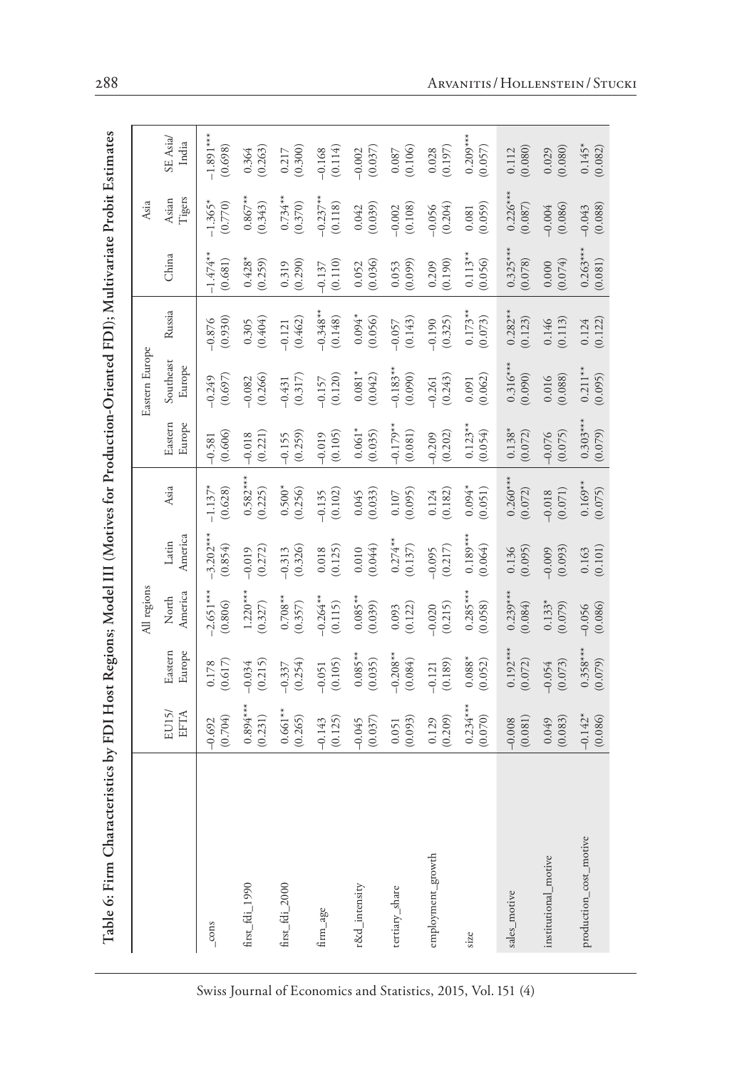Table 6: Firm Characteristics by FDI Host Regions; Model III (Motives for Production-Oriented FDI); Multivariate Probit Estimates

| | All regions | | | | | Eastern Europe | | | Asia | | |
|---|---|---|---|---|---|---|---|---|---|---|---|
| | EU15/ EFTA | Eastern Europe | North America | Latin America | Asia | Eastern Europe | Southeast Europe | Russia | China | Asian Tigers | SE Asia/ India |
| _cons | −0.692 | 0.178 | −2.651*** | −3.202*** | −1.137* | −0.581 | −0.249 | −0.876 | −1.474** | −1.365* | −1.891*** |
| | (0.704) | (0.617) | (0.806) | (0.854) | (0.628) | (0.606) | (0.697) | (0.930) | (0.681) | (0.770) | (0.698) |
| first_fdi_1990 | 0.894*** | −0.034 | 1.220*** | −0.019 | 0.582*** | −0.018 | −0.082 | 0.305 | 0.428* | 0.867** | 0.364 |
| | (0.231) | (0.215) | (0.327) | (0.272) | (0.225) | (0.221) | (0.266) | (0.404) | (0.259) | (0.343) | (0.263) |
| first_fdi_2000 | 0.661** | −0.337 | 0.708** | −0.313 | 0.500* | −0.155 | −0.431 | −0.121 | 0.319 | 0.734** | 0.217 |
| | (0.265) | (0.254) | (0.357) | (0.326) | (0.256) | (0.259) | (0.317) | (0.462) | (0.290) | (0.370) | (0.300) |
| firm_age | −0.143 | −0.051 | −0.264** | 0.018 | −0.135 | −0.019 | −0.157 | −0.348** | −0.137 | −0.237** | −0.168 |
| | (0.125) | (0.105) | (0.115) | (0.125) | (0.102) | (0.105) | (0.120) | (0.148) | (0.110) | (0.118) | (0.114) |
| r&d_intensity | −0.045 | 0.085** | 0.085** | 0.010 | 0.045 | 0.061* | 0.081* | 0.094* | 0.052 | 0.042 | −0.002 |
| | (0.037) | (0.035) | (0.039) | (0.044) | (0.033) | (0.035) | (0.042) | (0.056) | (0.036) | (0.039) | (0.037) |
| tertiary_share | 0.051 | −0.208** | 0.093 | 0.274** | 0.107 | −0.179** | −0.183** | −0.057 | 0.053 | −0.002 | 0.087 |
| | (0.093) | (0.084) | (0.122) | (0.137) | (0.095) | (0.081) | (0.090) | (0.143) | (0.099) | (0.108) | (0.106) |
| employment_growth | 0.129 | −0.121 | −0.020 | −0.095 | 0.124 | −0.209 | −0.261 | −0.190 | 0.209 | −0.056 | 0.028 |
| | (0.209) | (0.189) | (0.215) | (0.217) | (0.182) | (0.202) | (0.243) | (0.325) | (0.190) | (0.204) | (0.197) |
| size | 0.234*** | 0.088* | 0.285*** | 0.189*** | 0.094* | 0.123** | 0.091 | 0.173** | 0.113** | 0.081 | 0.209*** |
| | (0.070) | (0.052) | (0.058) | (0.064) | (0.051) | (0.054) | (0.062) | (0.073) | (0.056) | (0.059) | (0.057) |
| sales_motive | −0.008 | 0.192*** | 0.239*** | 0.136 | 0.260*** | 0.138* | 0.316*** | 0.282** | 0.325*** | 0.226*** | 0.112 |
| | (0.081) | (0.072) | (0.084) | (0.095) | (0.072) | (0.072) | (0.090) | (0.123) | (0.078) | (0.087) | (0.080) |
| institutional_motive | 0.049 | −0.054 | 0.133* | −0.009 | −0.018 | −0.076 | 0.016 | 0.146 | 0.000 | −0.004 | 0.029 |
| | (0.083) | (0.073) | (0.079) | (0.093) | (0.071) | (0.075) | (0.088) | (0.113) | (0.074) | (0.086) | (0.080) |
| production_cost_motive | −0.142* | 0.358*** | −0.056 | 0.163 | 0.169** | 0.303*** | 0.211** | 0.124 | 0.263*** | −0.043 | 0.145* |
| | (0.086) | (0.079) | (0.086) | (0.101) | (0.075) | (0.079) | (0.095) | (0.122) | (0.081) | (0.088) | (0.082) |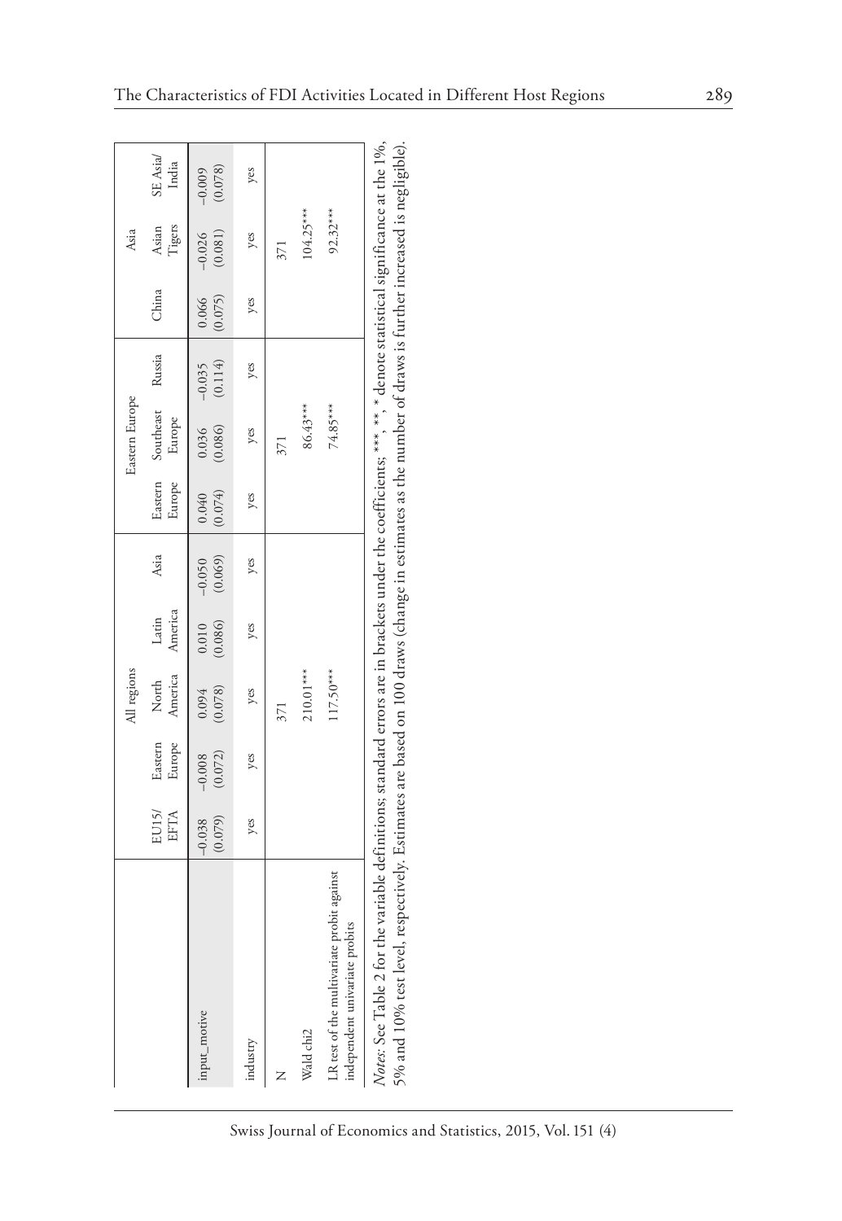| | All regions | | | | | Eastern Europe | | | Asia | | |
|---|---|---|---|---|---|---|---|---|---|---|---|
| | EU15/ EFTA | Eastern Europe | North America | Latin America | Asia | Eastern Europe | Southeast Europe | Russia | China | Asian Tigers | SE Asia/ India |
| input_motive | −0.038 (0.079) | −0.008 (0.072) | 0.094 (0.078) | 0.010 (0.086) | −0.050 (0.069) | 0.040 (0.074) | 0.036 (0.086) | −0.035 (0.114) | 0.066 (0.075) | −0.026 (0.081) | −0.009 (0.078) |
| industry | yes | yes | yes | yes | yes | yes | yes | yes | yes | yes | yes |
| N | | | 371 | | | | 371 | | | 371 | |
| Wald chi2 | | | 210.01*** | | | | 86.43*** | | | 104.25*** | |
| LR test of the multivariate probit against independent univariate probits | | | 117.50*** | | | | 74.85*** | | | 92.32*** | |

*Notes:* See Table 2 for the variable definitions; standard errors are in brackets under the coefficients; ***, **, * denote statistical significance at the 1%, 5% and 10% test level, respectively. Estimates are based on 100 draws (change in estimates as the number of draws is further increased is negligible).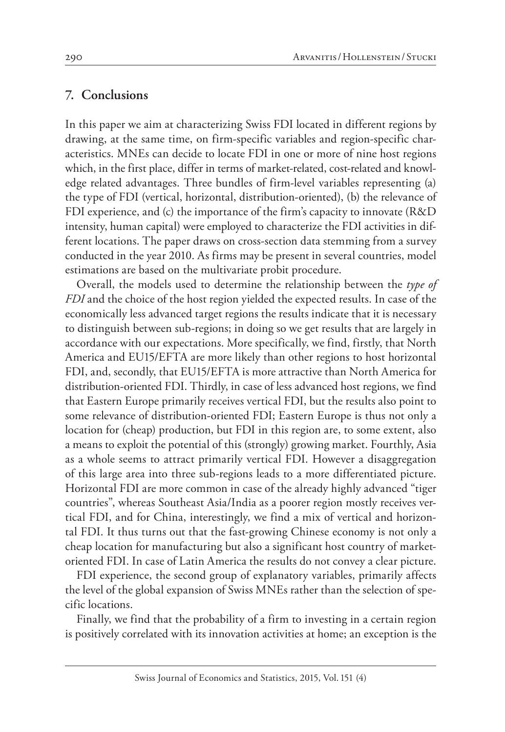## 7. Conclusions

In this paper we aim at characterizing Swiss FDI located in different regions by drawing, at the same time, on firm-specific variables and region-specific characteristics. MNEs can decide to locate FDI in one or more of nine host regions which, in the first place, differ in terms of market-related, cost-related and knowledge related advantages. Three bundles of firm-level variables representing (a) the type of FDI (vertical, horizontal, distribution-oriented), (b) the relevance of FDI experience, and (c) the importance of the firm's capacity to innovate (R&D intensity, human capital) were employed to characterize the FDI activities in different locations. The paper draws on cross-section data stemming from a survey conducted in the year 2010. As firms may be present in several countries, model estimations are based on the multivariate probit procedure.

Overall, the models used to determine the relationship between the *type of FDI* and the choice of the host region yielded the expected results. In case of the economically less advanced target regions the results indicate that it is necessary to distinguish between sub-regions; in doing so we get results that are largely in accordance with our expectations. More specifically, we find, firstly, that North America and EU15/EFTA are more likely than other regions to host horizontal FDI, and, secondly, that EU15/EFTA is more attractive than North America for distribution-oriented FDI. Thirdly, in case of less advanced host regions, we find that Eastern Europe primarily receives vertical FDI, but the results also point to some relevance of distribution-oriented FDI; Eastern Europe is thus not only a location for (cheap) production, but FDI in this region are, to some extent, also a means to exploit the potential of this (strongly) growing market. Fourthly, Asia as a whole seems to attract primarily vertical FDI. However a disaggregation of this large area into three sub-regions leads to a more differentiated picture. Horizontal FDI are more common in case of the already highly advanced "tiger countries", whereas Southeast Asia/India as a poorer region mostly receives vertical FDI, and for China, interestingly, we find a mix of vertical and horizontal FDI. It thus turns out that the fast-growing Chinese economy is not only a cheap location for manufacturing but also a significant host country of market-oriented FDI. In case of Latin America the results do not convey a clear picture.

FDI experience, the second group of explanatory variables, primarily affects the level of the global expansion of Swiss MNEs rather than the selection of specific locations.

Finally, we find that the probability of a firm to investing in a certain region is positively correlated with its innovation activities at home; an exception is the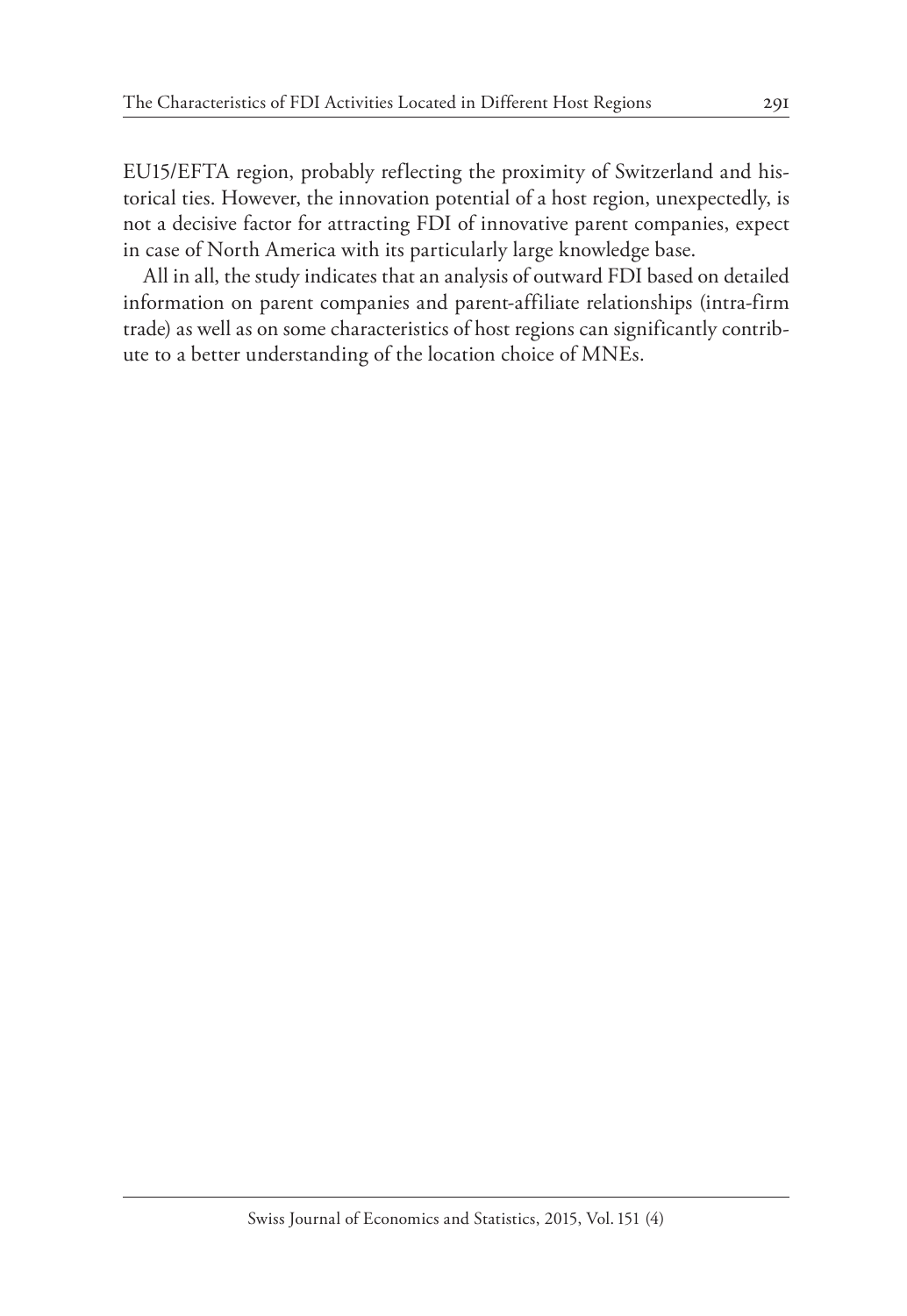EU15/EFTA region, probably reflecting the proximity of Switzerland and historical ties. However, the innovation potential of a host region, unexpectedly, is not a decisive factor for attracting FDI of innovative parent companies, expect in case of North America with its particularly large knowledge base.

All in all, the study indicates that an analysis of outward FDI based on detailed information on parent companies and parent-affiliate relationships (intra-firm trade) as well as on some characteristics of host regions can significantly contribute to a better understanding of the location choice of MNEs.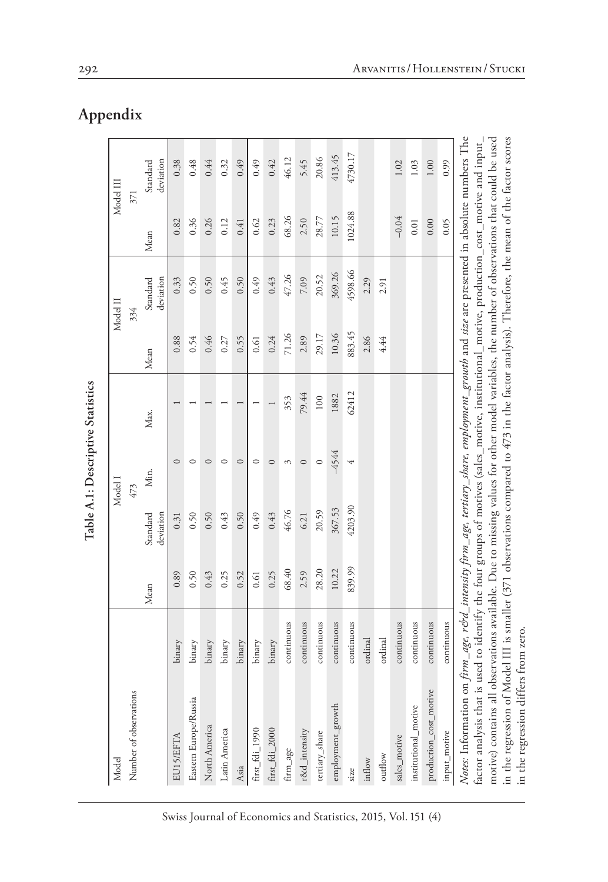# Appendix

**Table A.1: Descriptive Statistics**

| Model | | Model I | | | | Model II | | Model III | |
|---|---|---|---|---|---|---|---|---|---|
| Number of observations | | 473 | | | | 334 | | 371 | |
| | | Mean | Standard deviation | Min. | Max. | Mean | Standard deviation | Mean | Standard deviation |
| EU15/EFTA | binary | 0.89 | 0.31 | 0 | 1 | 0.88 | 0.33 | 0.82 | 0.38 |
| Eastern Europe/Russia | binary | 0.50 | 0.50 | 0 | 1 | 0.54 | 0.50 | 0.36 | 0.48 |
| North America | binary | 0.43 | 0.50 | 0 | 1 | 0.46 | 0.50 | 0.26 | 0.44 |
| Latin America | binary | 0.25 | 0.43 | 0 | 1 | 0.27 | 0.45 | 0.12 | 0.32 |
| Asia | binary | 0.52 | 0.50 | 0 | 1 | 0.55 | 0.50 | 0.41 | 0.49 |
| first_fdi_1990 | binary | 0.61 | 0.49 | 0 | 1 | 0.61 | 0.49 | 0.62 | 0.49 |
| first_fdi_2000 | binary | 0.25 | 0.43 | 0 | 1 | 0.24 | 0.43 | 0.23 | 0.42 |
| firm_age | continuous | 68.40 | 46.76 | 3 | 353 | 71.26 | 47.26 | 68.26 | 46.12 |
| r&d_intensity | continuous | 2.59 | 6.21 | 0 | 79.44 | 2.89 | 7.09 | 2.50 | 5.45 |
| tertiary_share | continuous | 28.20 | 20.59 | 0 | 100 | 29.17 | 20.52 | 28.77 | 20.86 |
| employment_growth | continuous | 10.22 | 367.53 | –4544 | 1882 | 10.36 | 369.26 | 10.15 | 413.45 |
| size | continuous | 839.99 | 4203.90 | 4 | 62412 | 883.45 | 4598.66 | 1024.88 | 4730.17 |
| inflow | ordinal | | | | | 2.86 | 2.29 | | |
| outflow | ordinal | | | | | 4.44 | 2.91 | | |
| sales_motive | continuous | | | | | | | –0.04 | 1.02 |
| institutional_motive | continuous | | | | | | | 0.01 | 1.03 |
| production_cost_motive | continuous | | | | | | | 0.00 | 1.00 |
| input_motive | continuous | | | | | | | 0.05 | 0.99 |

*Notes:* Information on *firm_age, r&d_intensity firm_age, tertiary_share, employment_growth* and *size* are presented in absolute numbers The factor analysis that is used to identify the four groups of motives (sales_motive, institutional_motive, production_cost_motive and input_motive) contains all observations available. Due to missing values for other model variables, the number of observations that could be used in the regression of Model III is smaller (371 observations compared to 473 in the factor analysis). Therefore, the mean of the factor scores in the regression differs from zero.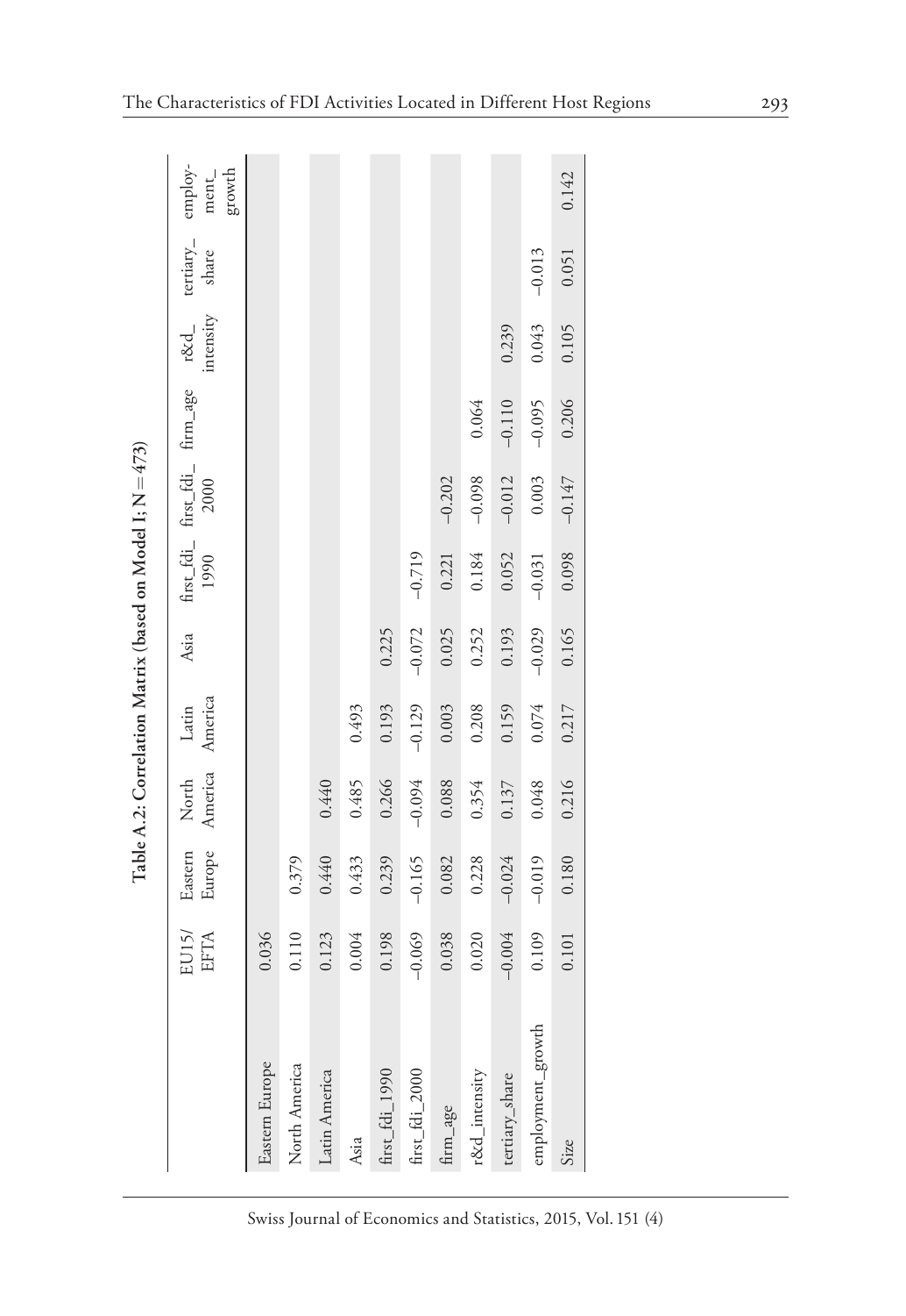**Table A.2: Correlation Matrix (based on Model I; N = 473)**

| | EU15/ EFTA | Eastern Europe | North America | Latin America | Asia | first_fdi_ 1990 | first_fdi_ 2000 | firm_age | r&d_ intensity | tertiary_ share | employ- ment_ growth |
|---|---|---|---|---|---|---|---|---|---|---|---|
| Eastern Europe | 0.036 | | | | | | | | | | |
| North America | 0.110 | 0.379 | | | | | | | | | |
| Latin America | 0.123 | 0.440 | 0.440 | | | | | | | | |
| Asia | 0.004 | 0.433 | 0.485 | 0.493 | | | | | | | |
| first_fdi_1990 | 0.198 | 0.239 | 0.266 | 0.193 | 0.225 | | | | | | |
| first_fdi_2000 | −0.069 | −0.165 | −0.094 | −0.129 | −0.072 | −0.719 | | | | | |
| firm_age | 0.038 | 0.082 | 0.088 | 0.003 | 0.025 | 0.221 | −0.202 | | | | |
| r&d_intensity | 0.020 | 0.228 | 0.354 | 0.208 | 0.252 | 0.184 | −0.098 | 0.064 | | | |
| tertiary_share | −0.004 | −0.024 | 0.137 | 0.159 | 0.193 | 0.052 | −0.012 | −0.110 | 0.239 | | |
| employment_growth | 0.109 | −0.019 | 0.048 | 0.074 | −0.029 | −0.031 | 0.003 | −0.095 | 0.043 | −0.013 | |
| Size | 0.101 | 0.180 | 0.216 | 0.217 | 0.165 | 0.098 | −0.147 | 0.206 | 0.105 | 0.051 | 0.142 |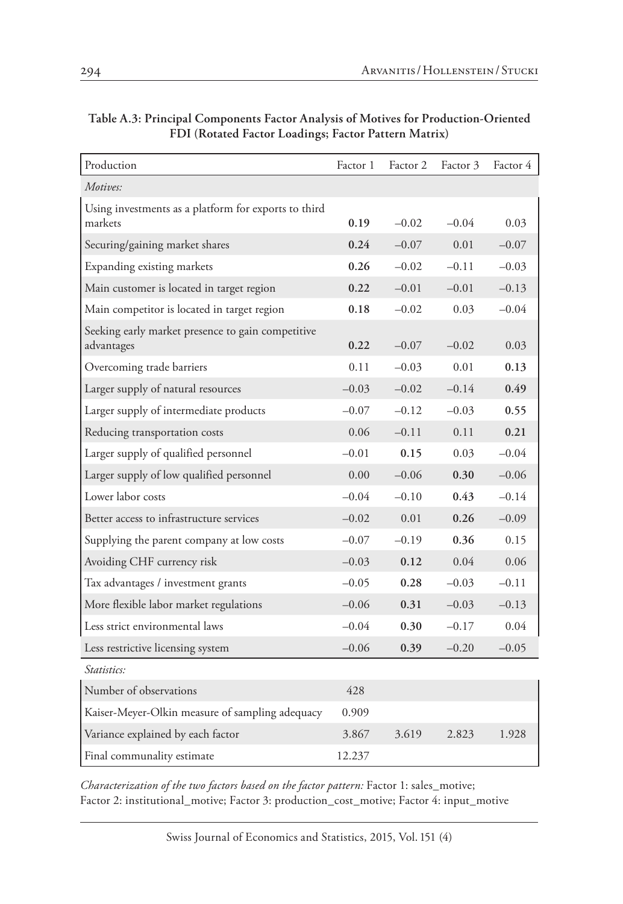**Table A.3: Principal Components Factor Analysis of Motives for Production-Oriented FDI (Rotated Factor Loadings; Factor Pattern Matrix)**

| Production | Factor 1 | Factor 2 | Factor 3 | Factor 4 |
|---|---|---|---|---|
| *Motives:* | | | | |
| Using investments as a platform for exports to third markets | **0.19** | –0.02 | –0.04 | 0.03 |
| Securing/gaining market shares | **0.24** | –0.07 | 0.01 | –0.07 |
| Expanding existing markets | **0.26** | –0.02 | –0.11 | –0.03 |
| Main customer is located in target region | **0.22** | –0.01 | –0.01 | –0.13 |
| Main competitor is located in target region | **0.18** | –0.02 | 0.03 | –0.04 |
| Seeking early market presence to gain competitive advantages | **0.22** | –0.07 | –0.02 | 0.03 |
| Overcoming trade barriers | 0.11 | –0.03 | 0.01 | **0.13** |
| Larger supply of natural resources | –0.03 | –0.02 | –0.14 | **0.49** |
| Larger supply of intermediate products | –0.07 | –0.12 | –0.03 | **0.55** |
| Reducing transportation costs | 0.06 | –0.11 | 0.11 | **0.21** |
| Larger supply of qualified personnel | –0.01 | **0.15** | 0.03 | –0.04 |
| Larger supply of low qualified personnel | 0.00 | –0.06 | **0.30** | –0.06 |
| Lower labor costs | –0.04 | –0.10 | **0.43** | –0.14 |
| Better access to infrastructure services | –0.02 | 0.01 | **0.26** | –0.09 |
| Supplying the parent company at low costs | –0.07 | –0.19 | **0.36** | 0.15 |
| Avoiding CHF currency risk | –0.03 | **0.12** | 0.04 | 0.06 |
| Tax advantages / investment grants | –0.05 | **0.28** | –0.03 | –0.11 |
| More flexible labor market regulations | –0.06 | **0.31** | –0.03 | –0.13 |
| Less strict environmental laws | –0.04 | **0.30** | –0.17 | 0.04 |
| Less restrictive licensing system | –0.06 | **0.39** | –0.20 | –0.05 |
| *Statistics:* | | | | |
| Number of observations | 428 | | | |
| Kaiser-Meyer-Olkin measure of sampling adequacy | 0.909 | | | |
| Variance explained by each factor | 3.867 | 3.619 | 2.823 | 1.928 |
| Final communality estimate | 12.237 | | | |

*Characterization of the two factors based on the factor pattern:* Factor 1: sales_motive; Factor 2: institutional_motive; Factor 3: production_cost_motive; Factor 4: input_motive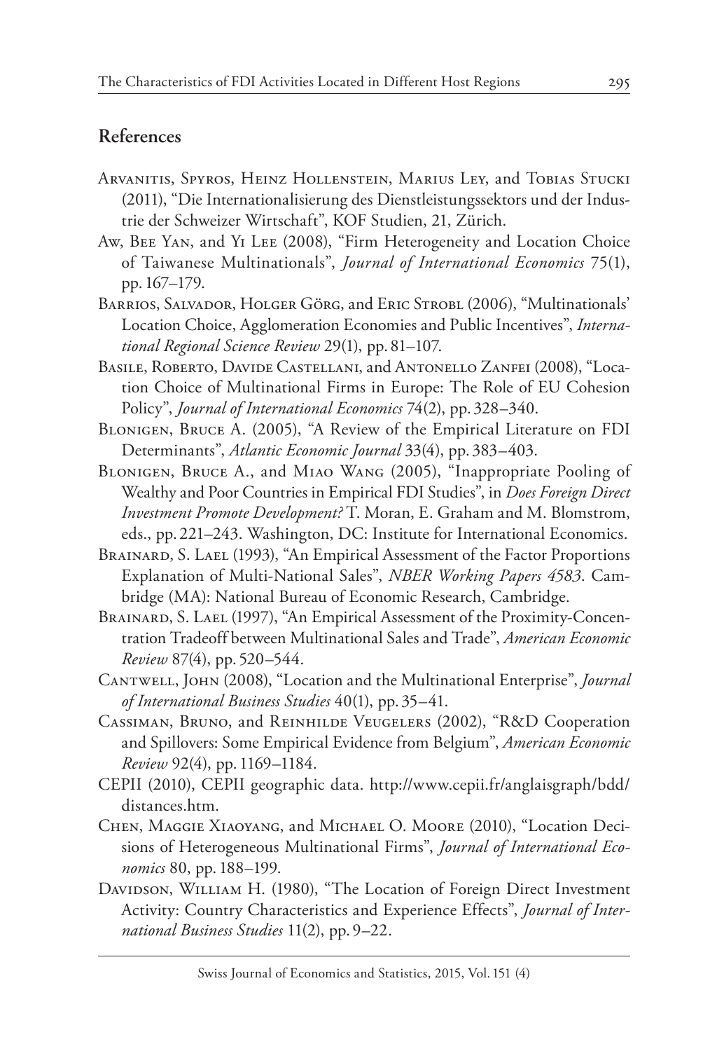## References

Arvanitis, Spyros, Heinz Hollenstein, Marius Ley, and Tobias Stucki (2011), "Die Internationalisierung des Dienstleistungssektors und der Industrie der Schweizer Wirtschaft", KOF Studien, 21, Zürich.

Aw, Bee Yan, and Yi Lee (2008), "Firm Heterogeneity and Location Choice of Taiwanese Multinationals", *Journal of International Economics* 75(1), pp. 167–179.

Barrios, Salvador, Holger Görg, and Eric Strobl (2006), "Multinationals' Location Choice, Agglomeration Economies and Public Incentives", *International Regional Science Review* 29(1), pp. 81–107.

Basile, Roberto, Davide Castellani, and Antonello Zanfei (2008), "Location Choice of Multinational Firms in Europe: The Role of EU Cohesion Policy", *Journal of International Economics* 74(2), pp. 328–340.

Blonigen, Bruce A. (2005), "A Review of the Empirical Literature on FDI Determinants", *Atlantic Economic Journal* 33(4), pp. 383–403.

Blonigen, Bruce A., and Miao Wang (2005), "Inappropriate Pooling of Wealthy and Poor Countries in Empirical FDI Studies", in *Does Foreign Direct Investment Promote Development?* T. Moran, E. Graham and M. Blomstrom, eds., pp. 221–243. Washington, DC: Institute for International Economics.

Brainard, S. Lael (1993), "An Empirical Assessment of the Factor Proportions Explanation of Multi-National Sales", *NBER Working Papers 4583*. Cambridge (MA): National Bureau of Economic Research, Cambridge.

Brainard, S. Lael (1997), "An Empirical Assessment of the Proximity-Concentration Tradeoff between Multinational Sales and Trade", *American Economic Review* 87(4), pp. 520–544.

Cantwell, John (2008), "Location and the Multinational Enterprise", *Journal of International Business Studies* 40(1), pp. 35–41.

Cassiman, Bruno, and Reinhilde Veugelers (2002), "R&D Cooperation and Spillovers: Some Empirical Evidence from Belgium", *American Economic Review* 92(4), pp. 1169–1184.

CEPII (2010), CEPII geographic data. http://www.cepii.fr/anglaisgraph/bdd/distances.htm.

Chen, Maggie Xiaoyang, and Michael O. Moore (2010), "Location Decisions of Heterogeneous Multinational Firms", *Journal of International Economics* 80, pp. 188–199.

Davidson, William H. (1980), "The Location of Foreign Direct Investment Activity: Country Characteristics and Experience Effects", *Journal of International Business Studies* 11(2), pp. 9–22.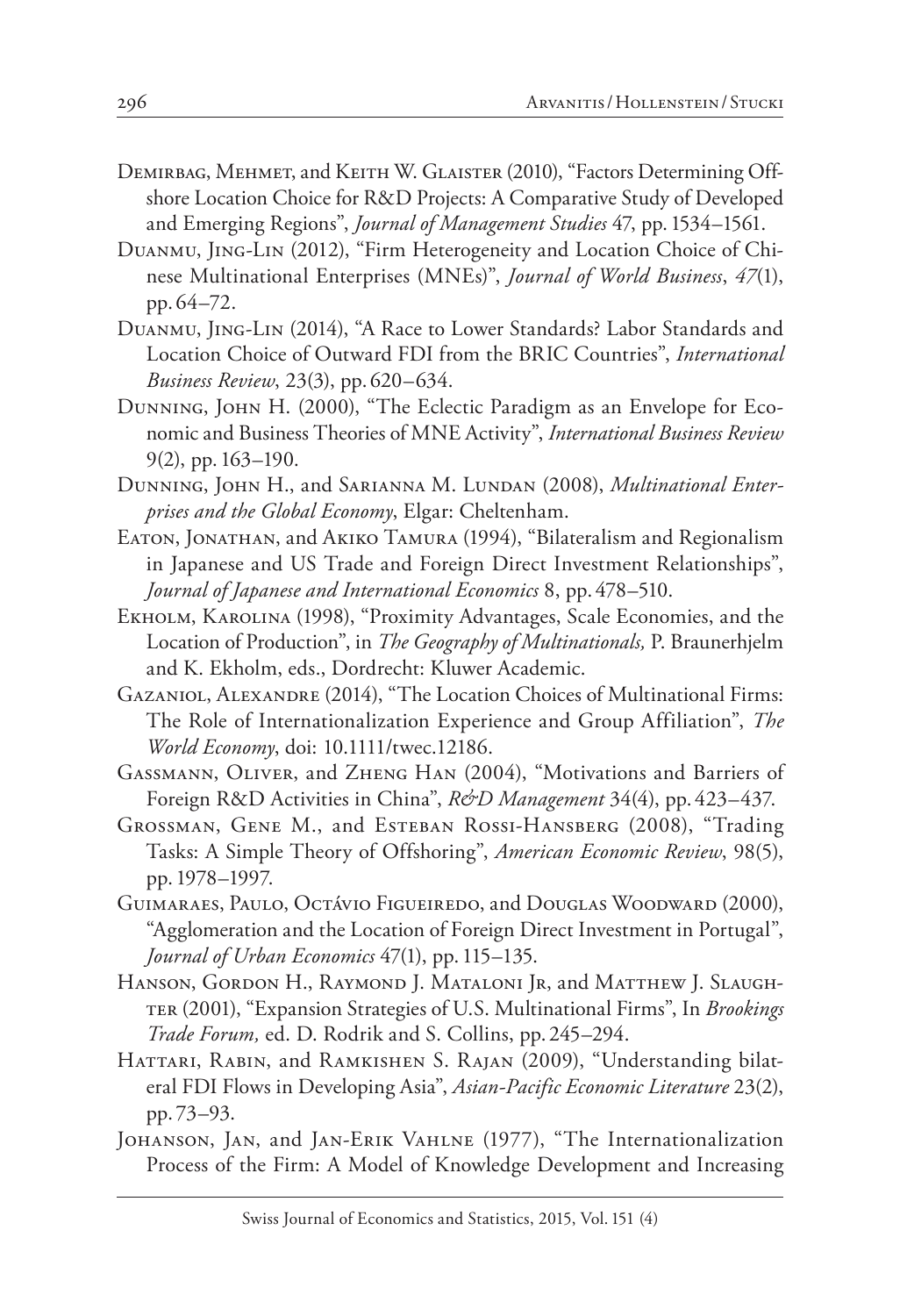Demirbag, Mehmet, and Keith W. Glaister (2010), "Factors Determining Offshore Location Choice for R&D Projects: A Comparative Study of Developed and Emerging Regions", *Journal of Management Studies* 47, pp. 1534–1561.

Duanmu, Jing-Lin (2012), "Firm Heterogeneity and Location Choice of Chinese Multinational Enterprises (MNEs)", *Journal of World Business*, *47*(1), pp. 64–72.

Duanmu, Jing-Lin (2014), "A Race to Lower Standards? Labor Standards and Location Choice of Outward FDI from the BRIC Countries", *International Business Review*, 23(3), pp. 620–634.

Dunning, John H. (2000), "The Eclectic Paradigm as an Envelope for Economic and Business Theories of MNE Activity", *International Business Review* 9(2), pp. 163–190.

Dunning, John H., and Sarianna M. Lundan (2008), *Multinational Enterprises and the Global Economy*, Elgar: Cheltenham.

Eaton, Jonathan, and Akiko Tamura (1994), "Bilateralism and Regionalism in Japanese and US Trade and Foreign Direct Investment Relationships", *Journal of Japanese and International Economics* 8, pp. 478–510.

Ekholm, Karolina (1998), "Proximity Advantages, Scale Economies, and the Location of Production", in *The Geography of Multinationals,* P. Braunerhjelm and K. Ekholm, eds., Dordrecht: Kluwer Academic.

Gazaniol, Alexandre (2014), "The Location Choices of Multinational Firms: The Role of Internationalization Experience and Group Affiliation", *The World Economy*, doi: 10.1111/twec.12186.

Gassmann, Oliver, and Zheng Han (2004), "Motivations and Barriers of Foreign R&D Activities in China", *R&D Management* 34(4), pp. 423–437.

Grossman, Gene M., and Esteban Rossi-Hansberg (2008), "Trading Tasks: A Simple Theory of Offshoring", *American Economic Review*, 98(5), pp. 1978–1997.

Guimaraes, Paulo, Octávio Figueiredo, and Douglas Woodward (2000), "Agglomeration and the Location of Foreign Direct Investment in Portugal", *Journal of Urban Economics* 47(1), pp. 115–135.

Hanson, Gordon H., Raymond J. Mataloni Jr, and Matthew J. Slaughter (2001), "Expansion Strategies of U.S. Multinational Firms", In *Brookings Trade Forum,* ed. D. Rodrik and S. Collins, pp. 245–294.

Hattari, Rabin, and Ramkishen S. Rajan (2009), "Understanding bilateral FDI Flows in Developing Asia", *Asian-Pacific Economic Literature* 23(2), pp. 73–93.

Johanson, Jan, and Jan-Erik Vahlne (1977), "The Internationalization Process of the Firm: A Model of Knowledge Development and Increasing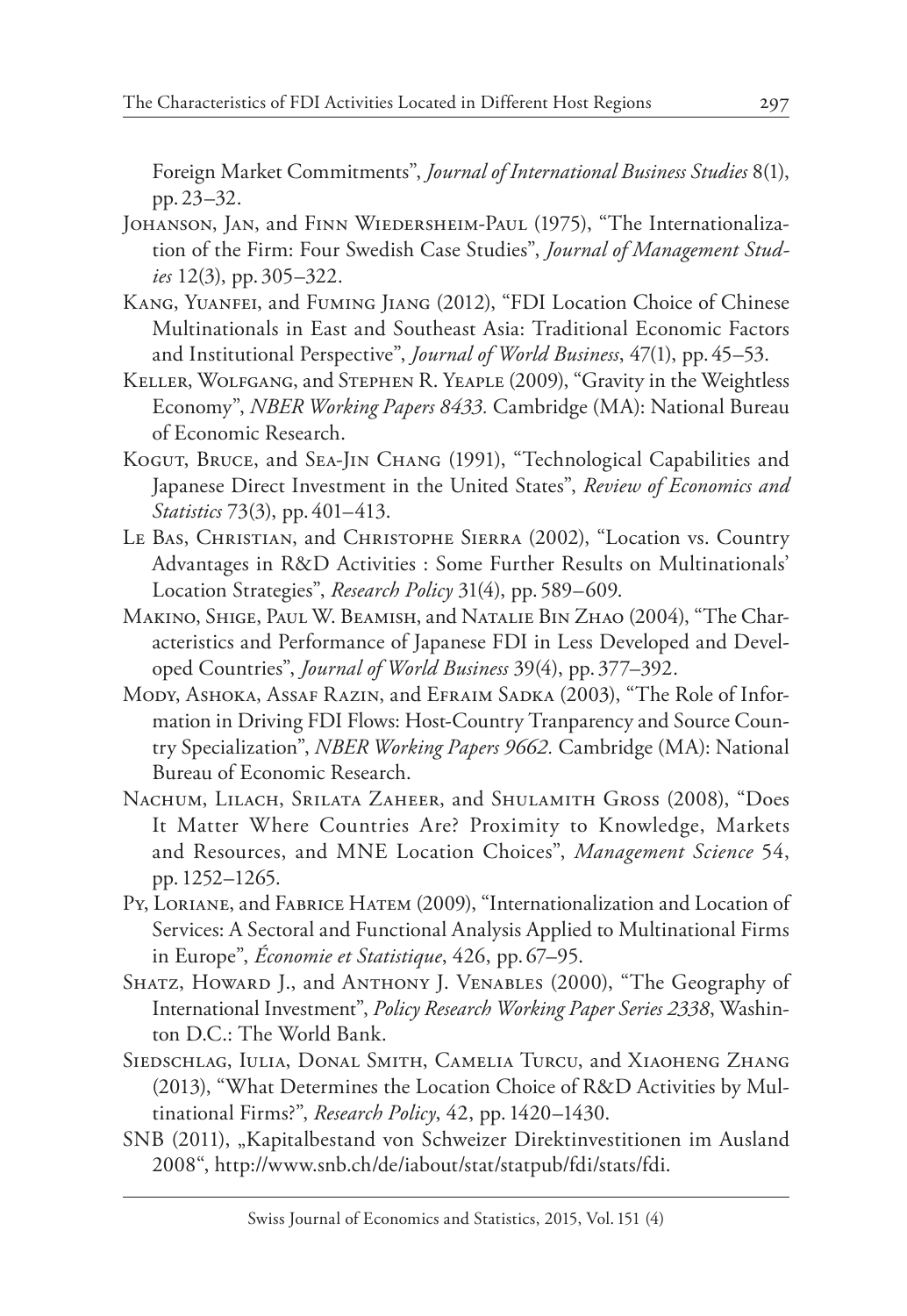Foreign Market Commitments", *Journal of International Business Studies* 8(1), pp. 23–32.

Johanson, Jan, and Finn Wiedersheim-Paul (1975), "The Internationalization of the Firm: Four Swedish Case Studies", *Journal of Management Studies* 12(3), pp. 305–322.

Kang, Yuanfei, and Fuming Jiang (2012), "FDI Location Choice of Chinese Multinationals in East and Southeast Asia: Traditional Economic Factors and Institutional Perspective", *Journal of World Business*, 47(1), pp. 45–53.

Keller, Wolfgang, and Stephen R. Yeaple (2009), "Gravity in the Weightless Economy", *NBER Working Papers 8433.* Cambridge (MA): National Bureau of Economic Research.

Kogut, Bruce, and Sea-Jin Chang (1991), "Technological Capabilities and Japanese Direct Investment in the United States", *Review of Economics and Statistics* 73(3), pp. 401–413.

Le Bas, Christian, and Christophe Sierra (2002), "Location vs. Country Advantages in R&D Activities : Some Further Results on Multinationals' Location Strategies", *Research Policy* 31(4), pp. 589–609.

Makino, Shige, Paul W. Beamish, and Natalie Bin Zhao (2004), "The Characteristics and Performance of Japanese FDI in Less Developed and Developed Countries", *Journal of World Business* 39(4), pp. 377–392.

Mody, Ashoka, Assaf Razin, and Efraim Sadka (2003), "The Role of Information in Driving FDI Flows: Host-Country Tranparency and Source Country Specialization", *NBER Working Papers 9662.* Cambridge (MA): National Bureau of Economic Research.

Nachum, Lilach, Srilata Zaheer, and Shulamith Gross (2008), "Does It Matter Where Countries Are? Proximity to Knowledge, Markets and Resources, and MNE Location Choices", *Management Science* 54, pp. 1252–1265.

Py, Loriane, and Fabrice Hatem (2009), "Internationalization and Location of Services: A Sectoral and Functional Analysis Applied to Multinational Firms in Europe", *Économie et Statistique*, 426, pp. 67–95.

Shatz, Howard J., and Anthony J. Venables (2000), "The Geography of International Investment", *Policy Research Working Paper Series 2338*, Washinton D.C.: The World Bank.

Siedschlag, Iulia, Donal Smith, Camelia Turcu, and Xiaoheng Zhang (2013), "What Determines the Location Choice of R&D Activities by Multinational Firms?", *Research Policy*, 42, pp. 1420–1430.

SNB (2011), „Kapitalbestand von Schweizer Direktinvestitionen im Ausland 2008", http://www.snb.ch/de/iabout/stat/statpub/fdi/stats/fdi.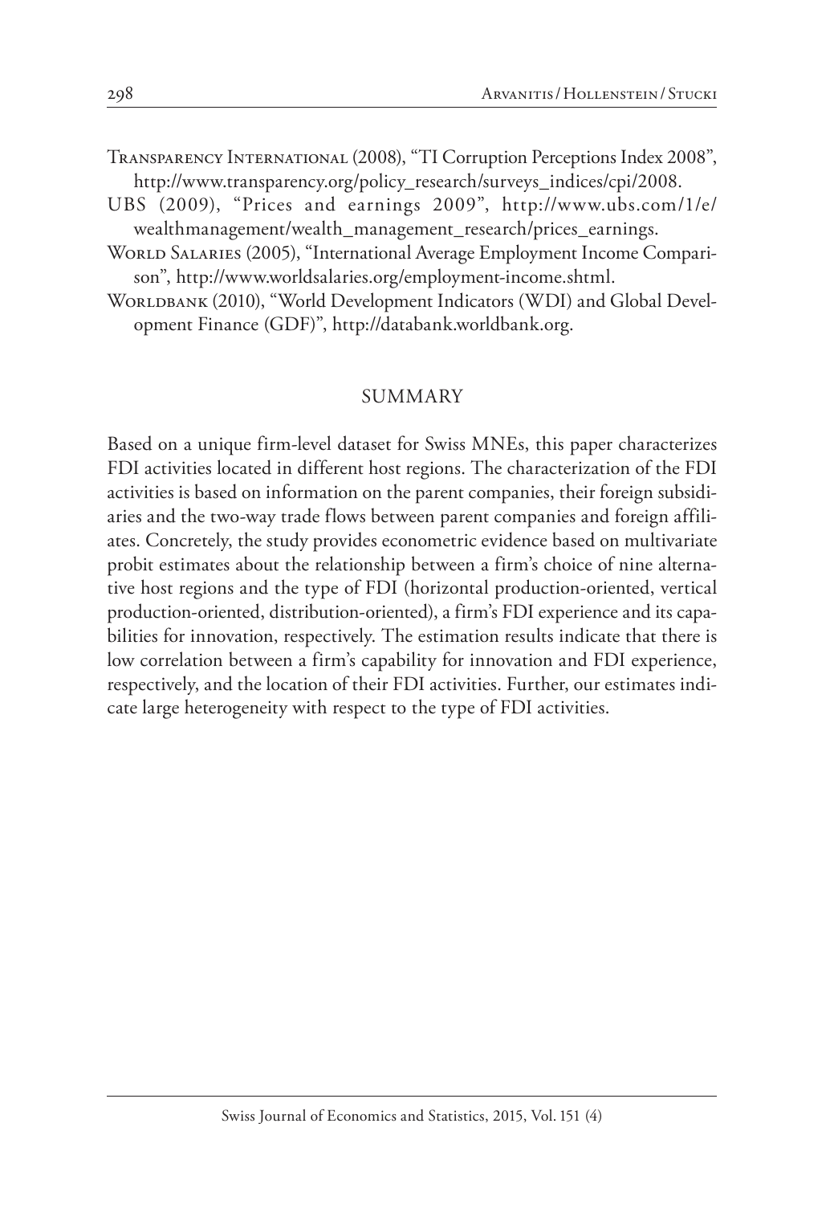Transparency International (2008), "TI Corruption Perceptions Index 2008", http://www.transparency.org/policy_research/surveys_indices/cpi/2008.

UBS (2009), "Prices and earnings 2009", http://www.ubs.com/1/e/wealthmanagement/wealth_management_research/prices_earnings.

World Salaries (2005), "International Average Employment Income Comparison", http://www.worldsalaries.org/employment-income.shtml.

Worldbank (2010), "World Development Indicators (WDI) and Global Development Finance (GDF)", http://databank.worldbank.org.

## SUMMARY

Based on a unique firm-level dataset for Swiss MNEs, this paper characterizes FDI activities located in different host regions. The characterization of the FDI activities is based on information on the parent companies, their foreign subsidiaries and the two-way trade flows between parent companies and foreign affiliates. Concretely, the study provides econometric evidence based on multivariate probit estimates about the relationship between a firm's choice of nine alternative host regions and the type of FDI (horizontal production-oriented, vertical production-oriented, distribution-oriented), a firm's FDI experience and its capabilities for innovation, respectively. The estimation results indicate that there is low correlation between a firm's capability for innovation and FDI experience, respectively, and the location of their FDI activities. Further, our estimates indicate large heterogeneity with respect to the type of FDI activities.